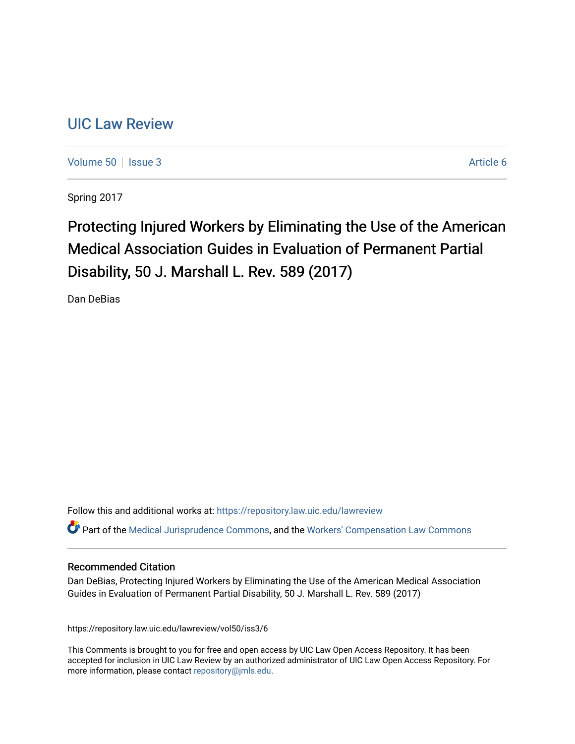# UIC Law Review

Volume 50 | Issue 3 | Article 6

Spring 2017

## Protecting Injured Workers by Eliminating the Use of the American Medical Association Guides in Evaluation of Permanent Partial Disability, 50 J. Marshall L. Rev. 589 (2017)

Dan DeBias

Follow this and additional works at: https://repository.law.uic.edu/lawreview

Part of the Medical Jurisprudence Commons, and the Workers' Compensation Law Commons

### Recommended Citation

Dan DeBias, Protecting Injured Workers by Eliminating the Use of the American Medical Association Guides in Evaluation of Permanent Partial Disability, 50 J. Marshall L. Rev. 589 (2017)

https://repository.law.uic.edu/lawreview/vol50/iss3/6

This Comments is brought to you for free and open access by UIC Law Open Access Repository. It has been accepted for inclusion in UIC Law Review by an authorized administrator of UIC Law Open Access Repository. For more information, please contact repository@jmls.edu.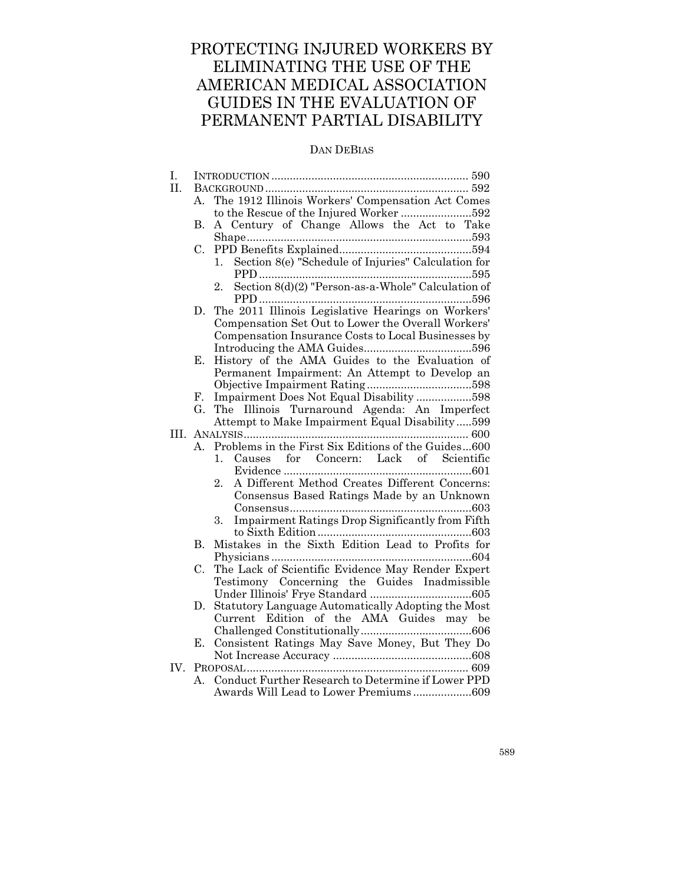# PROTECTING INJURED WORKERS BY ELIMINATING THE USE OF THE AMERICAN MEDICAL ASSOCIATION GUIDES IN THE EVALUATION OF PERMANENT PARTIAL DISABILITY

DAN DEBIAS

- I. INTRODUCTION .......... 590
- II. BACKGROUND .......... 592
  - A. The 1912 Illinois Workers' Compensation Act Comes to the Rescue of the Injured Worker .......... 592
  - B. A Century of Change Allows the Act to Take Shape .......... 593
  - C. PPD Benefits Explained .......... 594
    1. Section 8(e) "Schedule of Injuries" Calculation for PPD .......... 595
    2. Section 8(d)(2) "Person-as-a-Whole" Calculation of PPD .......... 596
  - D. The 2011 Illinois Legislative Hearings on Workers' Compensation Set Out to Lower the Overall Workers' Compensation Insurance Costs to Local Businesses by Introducing the AMA Guides .......... 596
  - E. History of the AMA Guides to the Evaluation of Permanent Impairment: An Attempt to Develop an Objective Impairment Rating .......... 598
  - F. Impairment Does Not Equal Disability .......... 598
  - G. The Illinois Turnaround Agenda: An Imperfect Attempt to Make Impairment Equal Disability .......... 599
- III. ANALYSIS .......... 600
  - A. Problems in the First Six Editions of the Guides .......... 600
    1. Causes for Concern: Lack of Scientific Evidence .......... 601
    2. A Different Method Creates Different Concerns: Consensus Based Ratings Made by an Unknown Consensus .......... 603
    3. Impairment Ratings Drop Significantly from Fifth to Sixth Edition .......... 603
  - B. Mistakes in the Sixth Edition Lead to Profits for Physicians .......... 604
  - C. The Lack of Scientific Evidence May Render Expert Testimony Concerning the Guides Inadmissible Under Illinois' Frye Standard .......... 605
  - D. Statutory Language Automatically Adopting the Most Current Edition of the AMA Guides may be Challenged Constitutionally .......... 606
  - E. Consistent Ratings May Save Money, But They Do Not Increase Accuracy .......... 608
- IV. PROPOSAL .......... 609
  - A. Conduct Further Research to Determine if Lower PPD Awards Will Lead to Lower Premiums .......... 609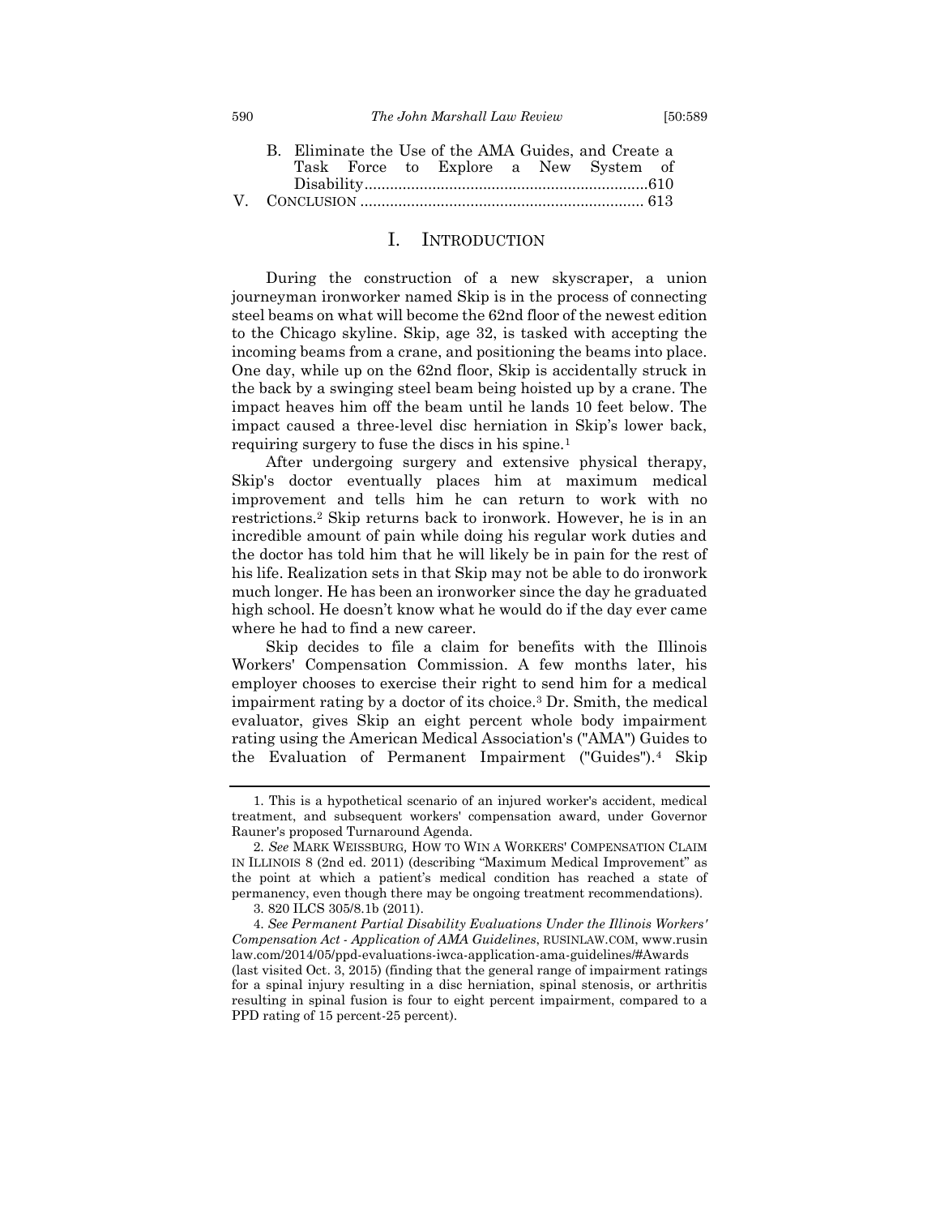B. Eliminate the Use of the AMA Guides, and Create a Task Force to Explore a New System of Disability .......... 610

V. CONCLUSION .......... 613

# I. INTRODUCTION

During the construction of a new skyscraper, a union journeyman ironworker named Skip is in the process of connecting steel beams on what will become the 62nd floor of the newest edition to the Chicago skyline. Skip, age 32, is tasked with accepting the incoming beams from a crane, and positioning the beams into place. One day, while up on the 62nd floor, Skip is accidentally struck in the back by a swinging steel beam being hoisted up by a crane. The impact heaves him off the beam until he lands 10 feet below. The impact caused a three-level disc herniation in Skip's lower back, requiring surgery to fuse the discs in his spine.[1]

After undergoing surgery and extensive physical therapy, Skip's doctor eventually places him at maximum medical improvement and tells him he can return to work with no restrictions.[2] Skip returns back to ironwork. However, he is in an incredible amount of pain while doing his regular work duties and the doctor has told him that he will likely be in pain for the rest of his life. Realization sets in that Skip may not be able to do ironwork much longer. He has been an ironworker since the day he graduated high school. He doesn't know what he would do if the day ever came where he had to find a new career.

Skip decides to file a claim for benefits with the Illinois Workers' Compensation Commission. A few months later, his employer chooses to exercise their right to send him for a medical impairment rating by a doctor of its choice.[3] Dr. Smith, the medical evaluator, gives Skip an eight percent whole body impairment rating using the American Medical Association's ("AMA") Guides to the Evaluation of Permanent Impairment ("Guides").[4] Skip

---

1. This is a hypothetical scenario of an injured worker's accident, medical treatment, and subsequent workers' compensation award, under Governor Rauner's proposed Turnaround Agenda.

2. *See* MARK WEISSBURG, HOW TO WIN A WORKERS' COMPENSATION CLAIM IN ILLINOIS 8 (2nd ed. 2011) (describing "Maximum Medical Improvement" as the point at which a patient's medical condition has reached a state of permanency, even though there may be ongoing treatment recommendations).

3. 820 ILCS 305/8.1b (2011).

4. *See Permanent Partial Disability Evaluations Under the Illinois Workers' Compensation Act - Application of AMA Guidelines*, RUSINLAW.COM, www.rusinlaw.com/2014/05/ppd-evaluations-iwca-application-ama-guidelines/#Awards (last visited Oct. 3, 2015) (finding that the general range of impairment ratings for a spinal injury resulting in a disc herniation, spinal stenosis, or arthritis resulting in spinal fusion is four to eight percent impairment, compared to a PPD rating of 15 percent-25 percent).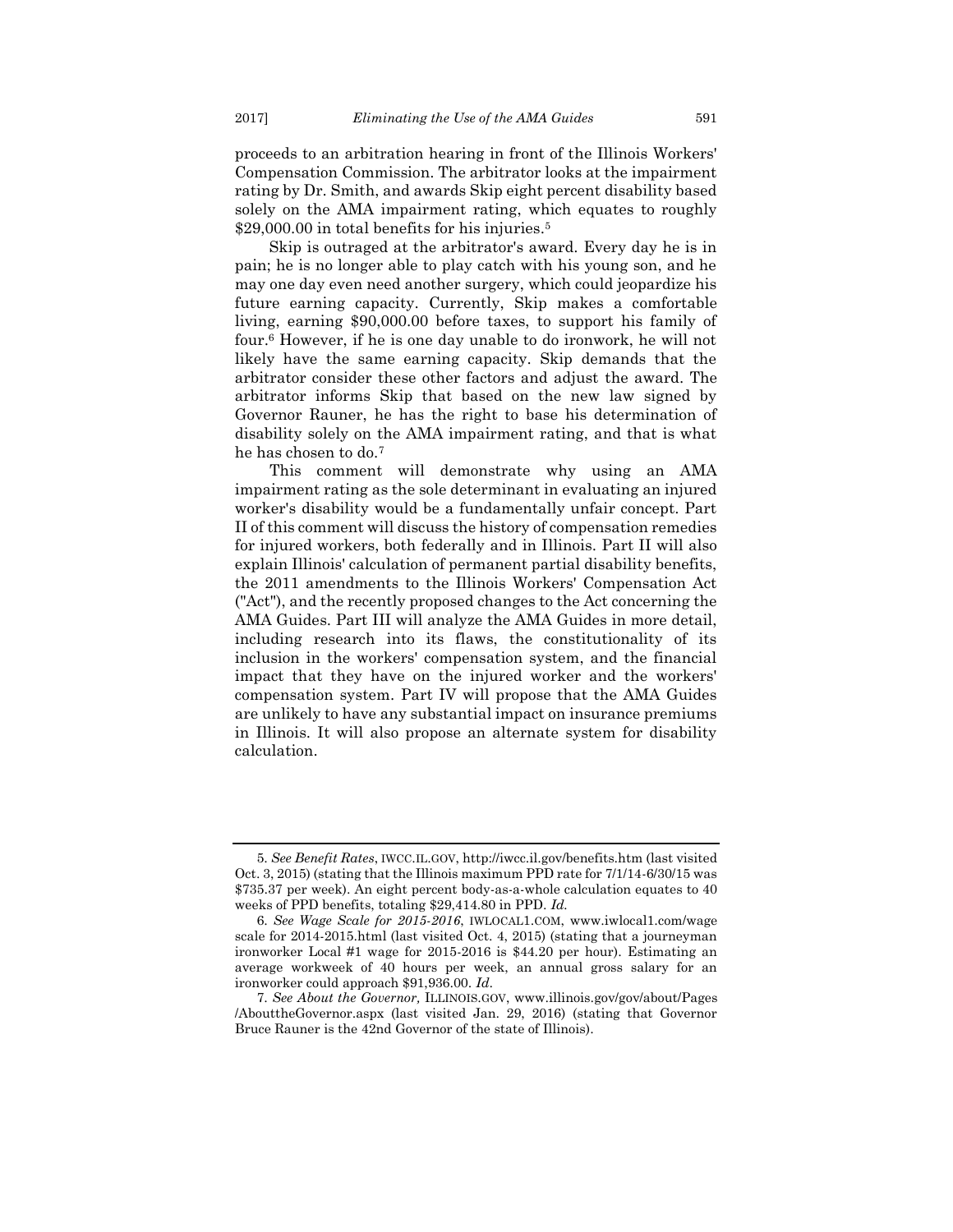proceeds to an arbitration hearing in front of the Illinois Workers' Compensation Commission. The arbitrator looks at the impairment rating by Dr. Smith, and awards Skip eight percent disability based solely on the AMA impairment rating, which equates to roughly $29,000.00 in total benefits for his injuries.[5]

Skip is outraged at the arbitrator's award. Every day he is in pain; he is no longer able to play catch with his young son, and he may one day even need another surgery, which could jeopardize his future earning capacity. Currently, Skip makes a comfortable living, earning $90,000.00 before taxes, to support his family of four.[6] However, if he is one day unable to do ironwork, he will not likely have the same earning capacity. Skip demands that the arbitrator consider these other factors and adjust the award. The arbitrator informs Skip that based on the new law signed by Governor Rauner, he has the right to base his determination of disability solely on the AMA impairment rating, and that is what he has chosen to do.[7]

This comment will demonstrate why using an AMA impairment rating as the sole determinant in evaluating an injured worker's disability would be a fundamentally unfair concept. Part II of this comment will discuss the history of compensation remedies for injured workers, both federally and in Illinois. Part II will also explain Illinois' calculation of permanent partial disability benefits, the 2011 amendments to the Illinois Workers' Compensation Act ("Act"), and the recently proposed changes to the Act concerning the AMA Guides. Part III will analyze the AMA Guides in more detail, including research into its flaws, the constitutionality of its inclusion in the workers' compensation system, and the financial impact that they have on the injured worker and the workers' compensation system. Part IV will propose that the AMA Guides are unlikely to have any substantial impact on insurance premiums in Illinois. It will also propose an alternate system for disability calculation.

---

5. *See Benefit Rates*, IWCC.IL.GOV, http://iwcc.il.gov/benefits.htm (last visited Oct. 3, 2015) (stating that the Illinois maximum PPD rate for 7/1/14-6/30/15 was $735.37 per week). An eight percent body-as-a-whole calculation equates to 40 weeks of PPD benefits, totaling $29,414.80 in PPD. *Id.*

6. *See Wage Scale for 2015-2016*, IWLOCAL1.COM, www.iwlocal1.com/wage scale for 2014-2015.html (last visited Oct. 4, 2015) (stating that a journeyman ironworker Local #1 wage for 2015-2016 is $44.20 per hour). Estimating an average workweek of 40 hours per week, an annual gross salary for an ironworker could approach $91,936.00. *Id*.

7. *See About the Governor,* ILLINOIS.GOV, www.illinois.gov/gov/about/Pages /AbouttheGovernor.aspx (last visited Jan. 29, 2016) (stating that Governor Bruce Rauner is the 42nd Governor of the state of Illinois).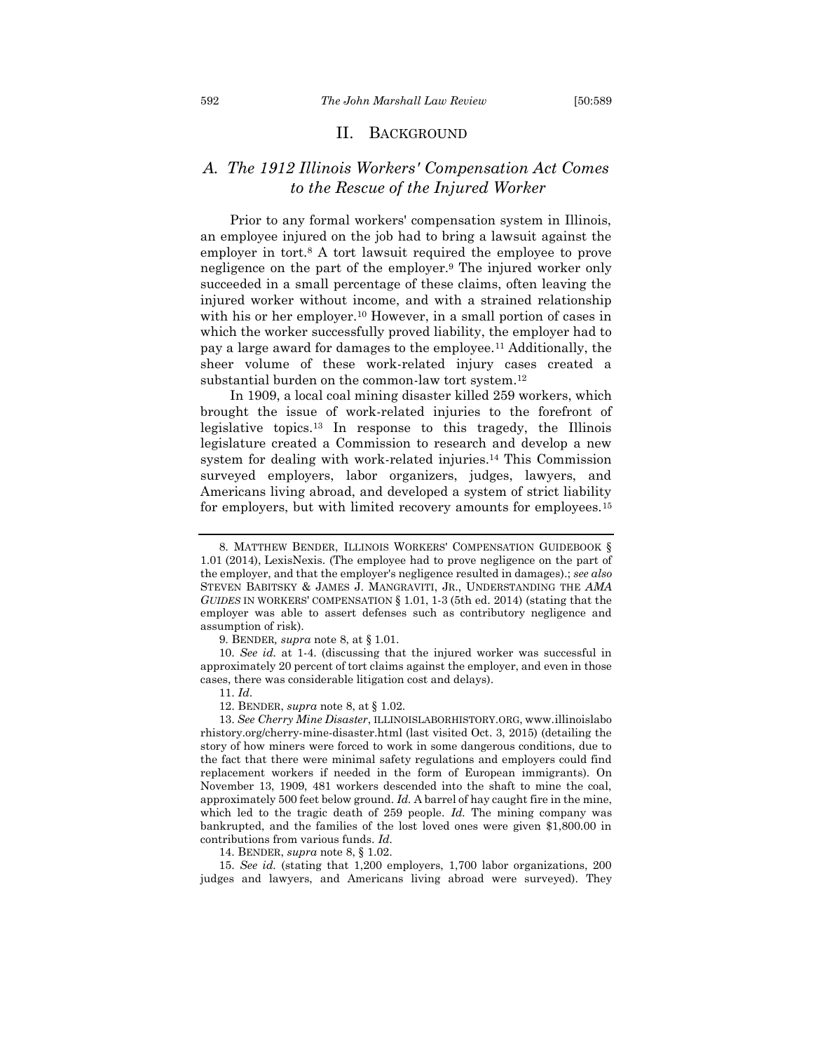## II. BACKGROUND

### A. *The 1912 Illinois Workers' Compensation Act Comes to the Rescue of the Injured Worker*

Prior to any formal workers' compensation system in Illinois, an employee injured on the job had to bring a lawsuit against the employer in tort.[8] A tort lawsuit required the employee to prove negligence on the part of the employer.[9] The injured worker only succeeded in a small percentage of these claims, often leaving the injured worker without income, and with a strained relationship with his or her employer.[10] However, in a small portion of cases in which the worker successfully proved liability, the employer had to pay a large award for damages to the employee.[11] Additionally, the sheer volume of these work-related injury cases created a substantial burden on the common-law tort system.[12]

In 1909, a local coal mining disaster killed 259 workers, which brought the issue of work-related injuries to the forefront of legislative topics.[13] In response to this tragedy, the Illinois legislature created a Commission to research and develop a new system for dealing with work-related injuries.[14] This Commission surveyed employers, labor organizers, judges, lawyers, and Americans living abroad, and developed a system of strict liability for employers, but with limited recovery amounts for employees.[15]

---

8. MATTHEW BENDER, ILLINOIS WORKERS' COMPENSATION GUIDEBOOK § 1.01 (2014), LexisNexis. (The employee had to prove negligence on the part of the employer, and that the employer's negligence resulted in damages).; *see also* STEVEN BABITSKY & JAMES J. MANGRAVITI, JR., UNDERSTANDING THE *AMA GUIDES* IN WORKERS' COMPENSATION § 1.01, 1-3 (5th ed. 2014) (stating that the employer was able to assert defenses such as contributory negligence and assumption of risk).

9. BENDER, *supra* note 8, at § 1.01.

10. *See id.* at 1-4. (discussing that the injured worker was successful in approximately 20 percent of tort claims against the employer, and even in those cases, there was considerable litigation cost and delays).

11. *Id*.

12. BENDER, *supra* note 8, at § 1.02.

13. *See Cherry Mine Disaster*, ILLINOISLABORHISTORY.ORG, www.illinoislaborhistory.org/cherry-mine-disaster.html (last visited Oct. 3, 2015) (detailing the story of how miners were forced to work in some dangerous conditions, due to the fact that there were minimal safety regulations and employers could find replacement workers if needed in the form of European immigrants). On November 13, 1909, 481 workers descended into the shaft to mine the coal, approximately 500 feet below ground. *Id.* A barrel of hay caught fire in the mine, which led to the tragic death of 259 people. *Id.* The mining company was bankrupted, and the families of the lost loved ones were given $1,800.00 in contributions from various funds. *Id*.

14. BENDER, *supra* note 8, § 1.02.

15. *See id.* (stating that 1,200 employers, 1,700 labor organizations, 200 judges and lawyers, and Americans living abroad were surveyed). They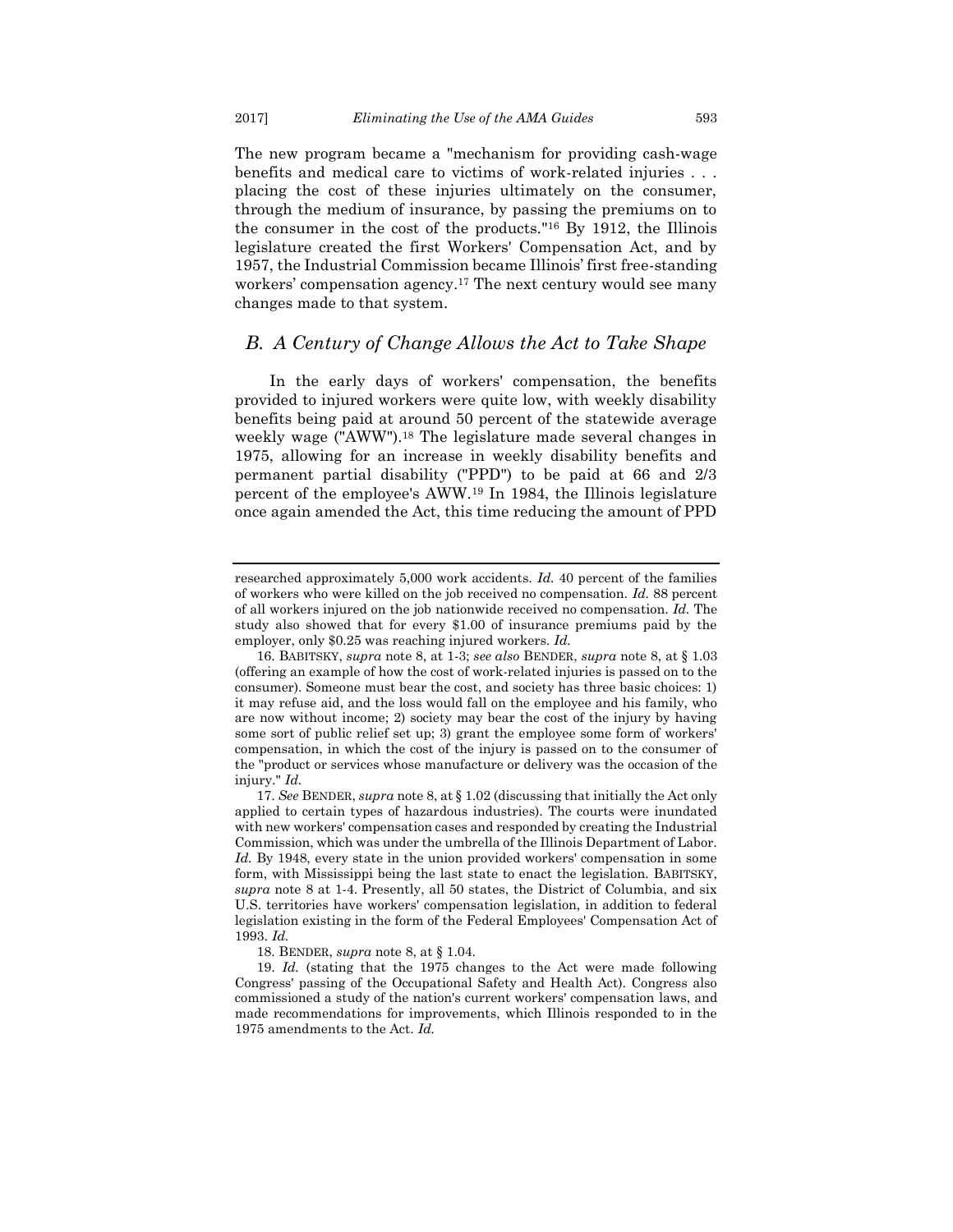The new program became a "mechanism for providing cash-wage benefits and medical care to victims of work-related injuries . . . placing the cost of these injuries ultimately on the consumer, through the medium of insurance, by passing the premiums on to the consumer in the cost of the products."[16] By 1912, the Illinois legislature created the first Workers' Compensation Act, and by 1957, the Industrial Commission became Illinois' first free-standing workers' compensation agency.[17] The next century would see many changes made to that system.

## *B. A Century of Change Allows the Act to Take Shape*

In the early days of workers' compensation, the benefits provided to injured workers were quite low, with weekly disability benefits being paid at around 50 percent of the statewide average weekly wage ("AWW").[18] The legislature made several changes in 1975, allowing for an increase in weekly disability benefits and permanent partial disability ("PPD") to be paid at 66 and 2/3 percent of the employee's AWW.[19] In 1984, the Illinois legislature once again amended the Act, this time reducing the amount of PPD

---

researched approximately 5,000 work accidents. *Id.* 40 percent of the families of workers who were killed on the job received no compensation. *Id.* 88 percent of all workers injured on the job nationwide received no compensation. *Id.* The study also showed that for every $1.00 of insurance premiums paid by the employer, only $0.25 was reaching injured workers. *Id.*

16. BABITSKY, *supra* note 8, at 1-3; *see also* BENDER, *supra* note 8, at § 1.03 (offering an example of how the cost of work-related injuries is passed on to the consumer). Someone must bear the cost, and society has three basic choices: 1) it may refuse aid, and the loss would fall on the employee and his family, who are now without income; 2) society may bear the cost of the injury by having some sort of public relief set up; 3) grant the employee some form of workers' compensation, in which the cost of the injury is passed on to the consumer of the "product or services whose manufacture or delivery was the occasion of the injury." *Id.*

17. *See* BENDER, *supra* note 8, at § 1.02 (discussing that initially the Act only applied to certain types of hazardous industries). The courts were inundated with new workers' compensation cases and responded by creating the Industrial Commission, which was under the umbrella of the Illinois Department of Labor. *Id.* By 1948, every state in the union provided workers' compensation in some form, with Mississippi being the last state to enact the legislation. BABITSKY, *supra* note 8 at 1-4. Presently, all 50 states, the District of Columbia, and six U.S. territories have workers' compensation legislation, in addition to federal legislation existing in the form of the Federal Employees' Compensation Act of 1993. *Id.*

18. BENDER, *supra* note 8, at § 1.04.

19. *Id.* (stating that the 1975 changes to the Act were made following Congress' passing of the Occupational Safety and Health Act). Congress also commissioned a study of the nation's current workers' compensation laws, and made recommendations for improvements, which Illinois responded to in the 1975 amendments to the Act. *Id.*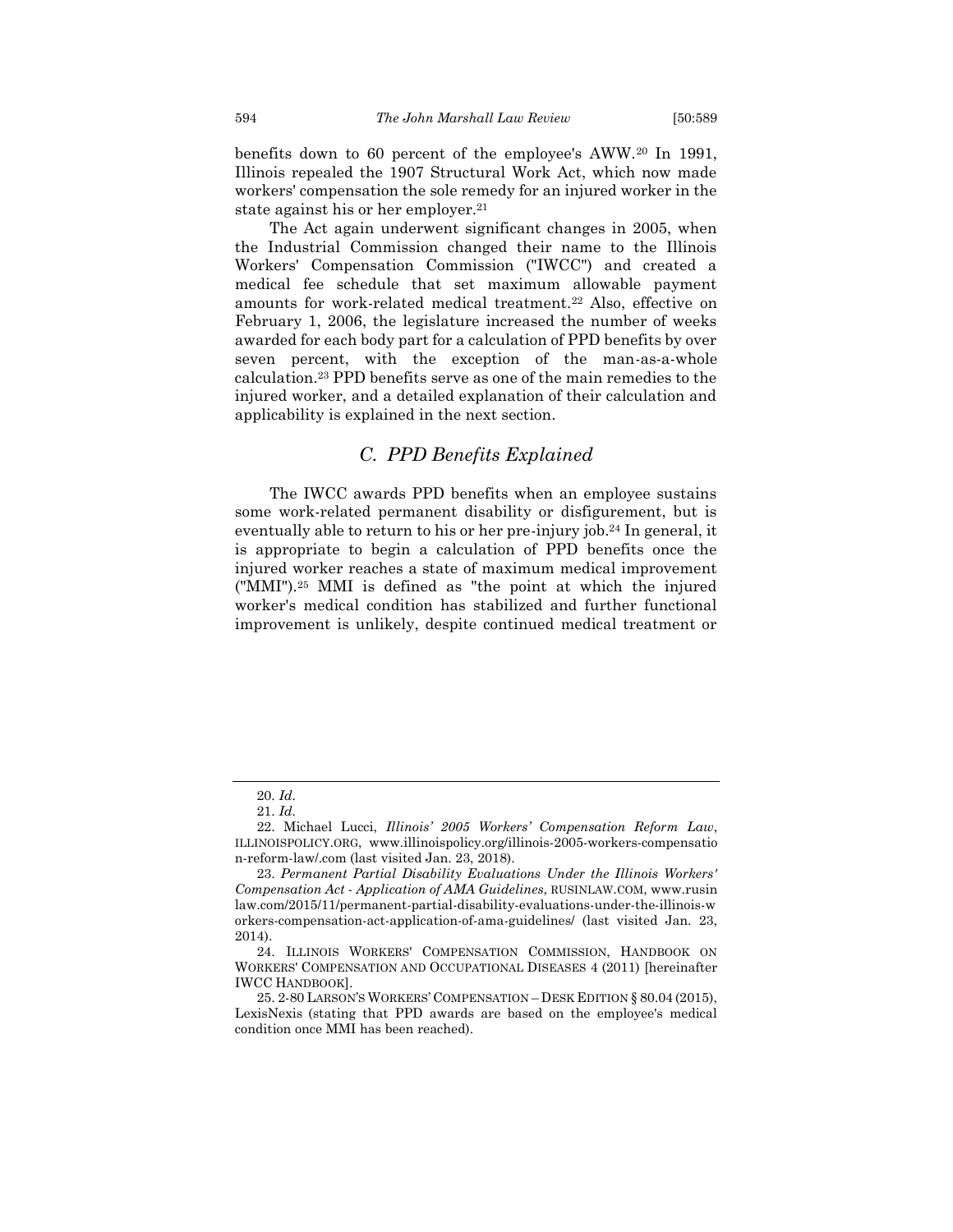benefits down to 60 percent of the employee's AWW.[20] In 1991, Illinois repealed the 1907 Structural Work Act, which now made workers' compensation the sole remedy for an injured worker in the state against his or her employer.[21]

The Act again underwent significant changes in 2005, when the Industrial Commission changed their name to the Illinois Workers' Compensation Commission ("IWCC") and created a medical fee schedule that set maximum allowable payment amounts for work-related medical treatment.[22] Also, effective on February 1, 2006, the legislature increased the number of weeks awarded for each body part for a calculation of PPD benefits by over seven percent, with the exception of the man-as-a-whole calculation.[23] PPD benefits serve as one of the main remedies to the injured worker, and a detailed explanation of their calculation and applicability is explained in the next section.

## *C. PPD Benefits Explained*

The IWCC awards PPD benefits when an employee sustains some work-related permanent disability or disfigurement, but is eventually able to return to his or her pre-injury job.[24] In general, it is appropriate to begin a calculation of PPD benefits once the injured worker reaches a state of maximum medical improvement ("MMI").[25] MMI is defined as "the point at which the injured worker's medical condition has stabilized and further functional improvement is unlikely, despite continued medical treatment or

---

20. *Id.*

21. *Id.*

22. Michael Lucci, *Illinois' 2005 Workers' Compensation Reform Law*, ILLINOISPOLICY.ORG, www.illinoispolicy.org/illinois-2005-workers-compensation-reform-law/.com (last visited Jan. 23, 2018).

23. *Permanent Partial Disability Evaluations Under the Illinois Workers' Compensation Act - Application of AMA Guidelines*, RUSINLAW.COM, www.rusinlaw.com/2015/11/permanent-partial-disability-evaluations-under-the-illinois-workers-compensation-act-application-of-ama-guidelines/ (last visited Jan. 23, 2014).

24. ILLINOIS WORKERS' COMPENSATION COMMISSION, HANDBOOK ON WORKERS' COMPENSATION AND OCCUPATIONAL DISEASES 4 (2011) [hereinafter IWCC HANDBOOK].

25. 2-80 LARSON'S WORKERS' COMPENSATION – DESK EDITION § 80.04 (2015), LexisNexis (stating that PPD awards are based on the employee's medical condition once MMI has been reached).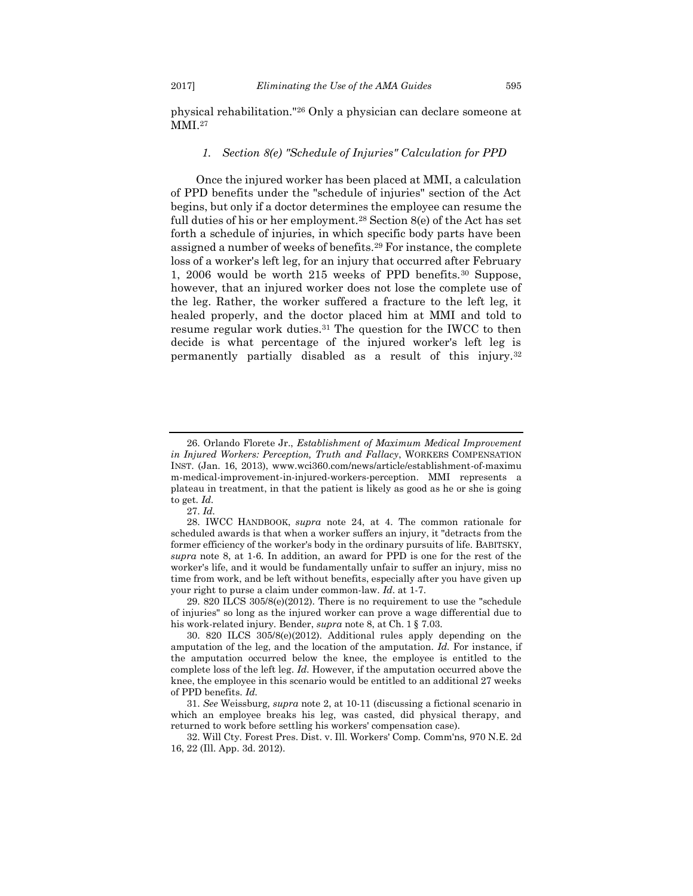physical rehabilitation."[26] Only a physician can declare someone at MMI.[27]

### *1. Section 8(e) "Schedule of Injuries" Calculation for PPD*

Once the injured worker has been placed at MMI, a calculation of PPD benefits under the "schedule of injuries" section of the Act begins, but only if a doctor determines the employee can resume the full duties of his or her employment.[28] Section 8(e) of the Act has set forth a schedule of injuries, in which specific body parts have been assigned a number of weeks of benefits.[29] For instance, the complete loss of a worker's left leg, for an injury that occurred after February 1, 2006 would be worth 215 weeks of PPD benefits.[30] Suppose, however, that an injured worker does not lose the complete use of the leg. Rather, the worker suffered a fracture to the left leg, it healed properly, and the doctor placed him at MMI and told to resume regular work duties.[31] The question for the IWCC to then decide is what percentage of the injured worker's left leg is permanently partially disabled as a result of this injury.[32]

---

26. Orlando Florete Jr., *Establishment of Maximum Medical Improvement in Injured Workers: Perception, Truth and Fallacy*, WORKERS COMPENSATION INST. (Jan. 16, 2013), www.wci360.com/news/article/establishment-of-maximum-medical-improvement-in-injured-workers-perception. MMI represents a plateau in treatment, in that the patient is likely as good as he or she is going to get. *Id.*

27. *Id.*

28. IWCC HANDBOOK, *supra* note 24, at 4. The common rationale for scheduled awards is that when a worker suffers an injury, it "detracts from the former efficiency of the worker's body in the ordinary pursuits of life. BABITSKY, *supra* note 8, at 1-6. In addition, an award for PPD is one for the rest of the worker's life, and it would be fundamentally unfair to suffer an injury, miss no time from work, and be left without benefits, especially after you have given up your right to purse a claim under common-law. *Id.* at 1-7.

29. 820 ILCS 305/8(e)(2012). There is no requirement to use the "schedule of injuries" so long as the injured worker can prove a wage differential due to his work-related injury. Bender, *supra* note 8, at Ch. 1 § 7.03.

30. 820 ILCS 305/8(e)(2012). Additional rules apply depending on the amputation of the leg, and the location of the amputation. *Id.* For instance, if the amputation occurred below the knee, the employee is entitled to the complete loss of the left leg. *Id.* However, if the amputation occurred above the knee, the employee in this scenario would be entitled to an additional 27 weeks of PPD benefits. *Id.*

31. *See* Weissburg*, supra* note 2, at 10-11 (discussing a fictional scenario in which an employee breaks his leg, was casted, did physical therapy, and returned to work before settling his workers' compensation case).

32. Will Cty. Forest Pres. Dist. v. Ill. Workers' Comp. Comm'ns, 970 N.E. 2d 16, 22 (Ill. App. 3d. 2012).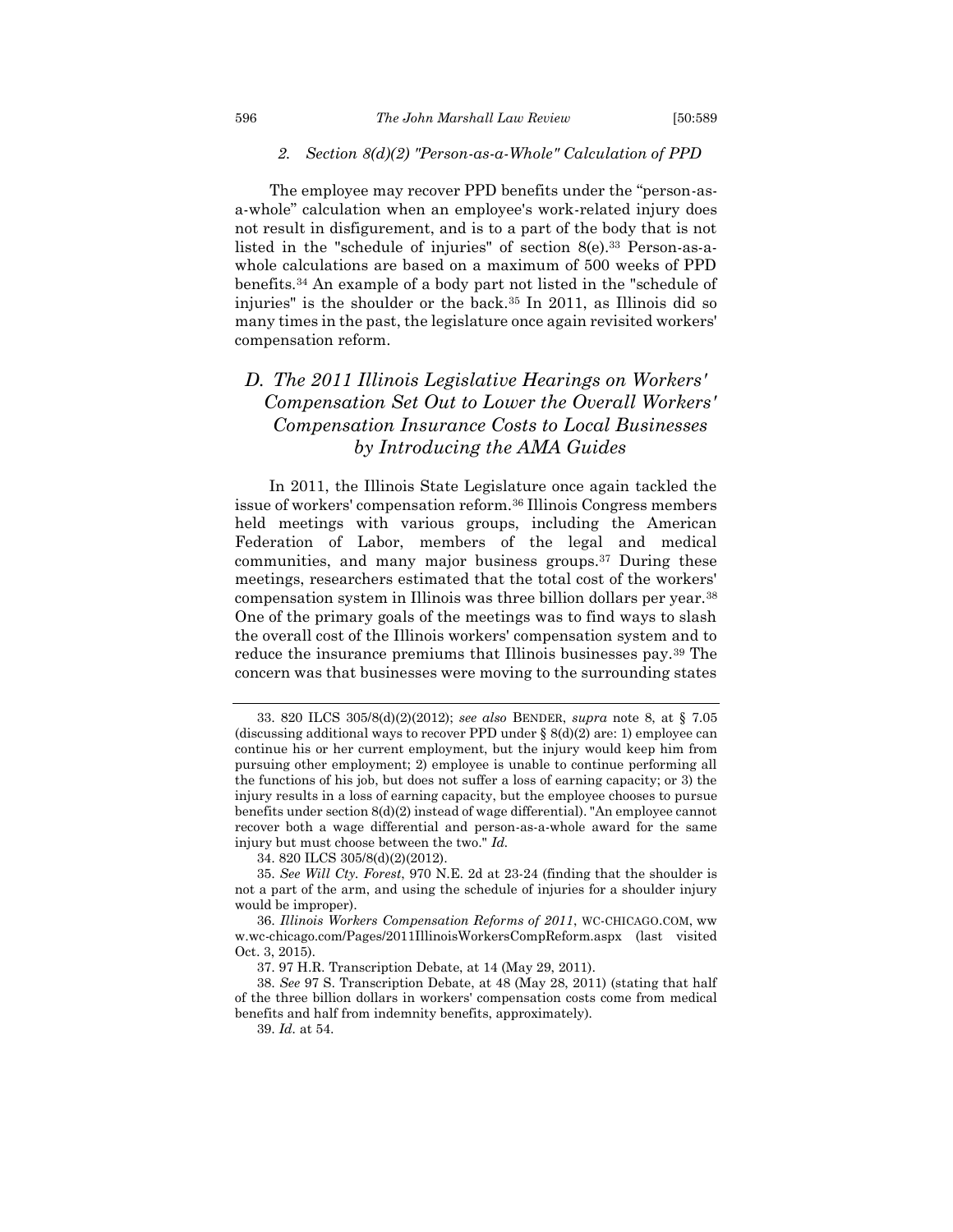#### *2. Section 8(d)(2) "Person-as-a-Whole" Calculation of PPD*

The employee may recover PPD benefits under the "person-as-a-whole" calculation when an employee's work-related injury does not result in disfigurement, and is to a part of the body that is not listed in the "schedule of injuries" of section 8(e).[33] Person-as-a-whole calculations are based on a maximum of 500 weeks of PPD benefits.[34] An example of a body part not listed in the "schedule of injuries" is the shoulder or the back.[35] In 2011, as Illinois did so many times in the past, the legislature once again revisited workers' compensation reform.

### *D. The 2011 Illinois Legislative Hearings on Workers' Compensation Set Out to Lower the Overall Workers' Compensation Insurance Costs to Local Businesses by Introducing the AMA Guides*

In 2011, the Illinois State Legislature once again tackled the issue of workers' compensation reform.[36] Illinois Congress members held meetings with various groups, including the American Federation of Labor, members of the legal and medical communities, and many major business groups.[37] During these meetings, researchers estimated that the total cost of the workers' compensation system in Illinois was three billion dollars per year.[38] One of the primary goals of the meetings was to find ways to slash the overall cost of the Illinois workers' compensation system and to reduce the insurance premiums that Illinois businesses pay.[39] The concern was that businesses were moving to the surrounding states

---

33. 820 ILCS 305/8(d)(2)(2012); *see also* BENDER, *supra* note 8, at § 7.05 (discussing additional ways to recover PPD under § 8(d)(2) are: 1) employee can continue his or her current employment, but the injury would keep him from pursuing other employment; 2) employee is unable to continue performing all the functions of his job, but does not suffer a loss of earning capacity; or 3) the injury results in a loss of earning capacity, but the employee chooses to pursue benefits under section 8(d)(2) instead of wage differential). "An employee cannot recover both a wage differential and person-as-a-whole award for the same injury but must choose between the two." *Id.*

34. 820 ILCS 305/8(d)(2)(2012).

35. *See Will Cty. Forest*, 970 N.E. 2d at 23-24 (finding that the shoulder is not a part of the arm, and using the schedule of injuries for a shoulder injury would be improper).

36. *Illinois Workers Compensation Reforms of 2011*, WC-CHICAGO.COM, www.wc-chicago.com/Pages/2011IllinoisWorkersCompReform.aspx (last visited Oct. 3, 2015).

37. 97 H.R. Transcription Debate, at 14 (May 29, 2011).

38. *See* 97 S. Transcription Debate, at 48 (May 28, 2011) (stating that half of the three billion dollars in workers' compensation costs come from medical benefits and half from indemnity benefits, approximately).

39. *Id.* at 54.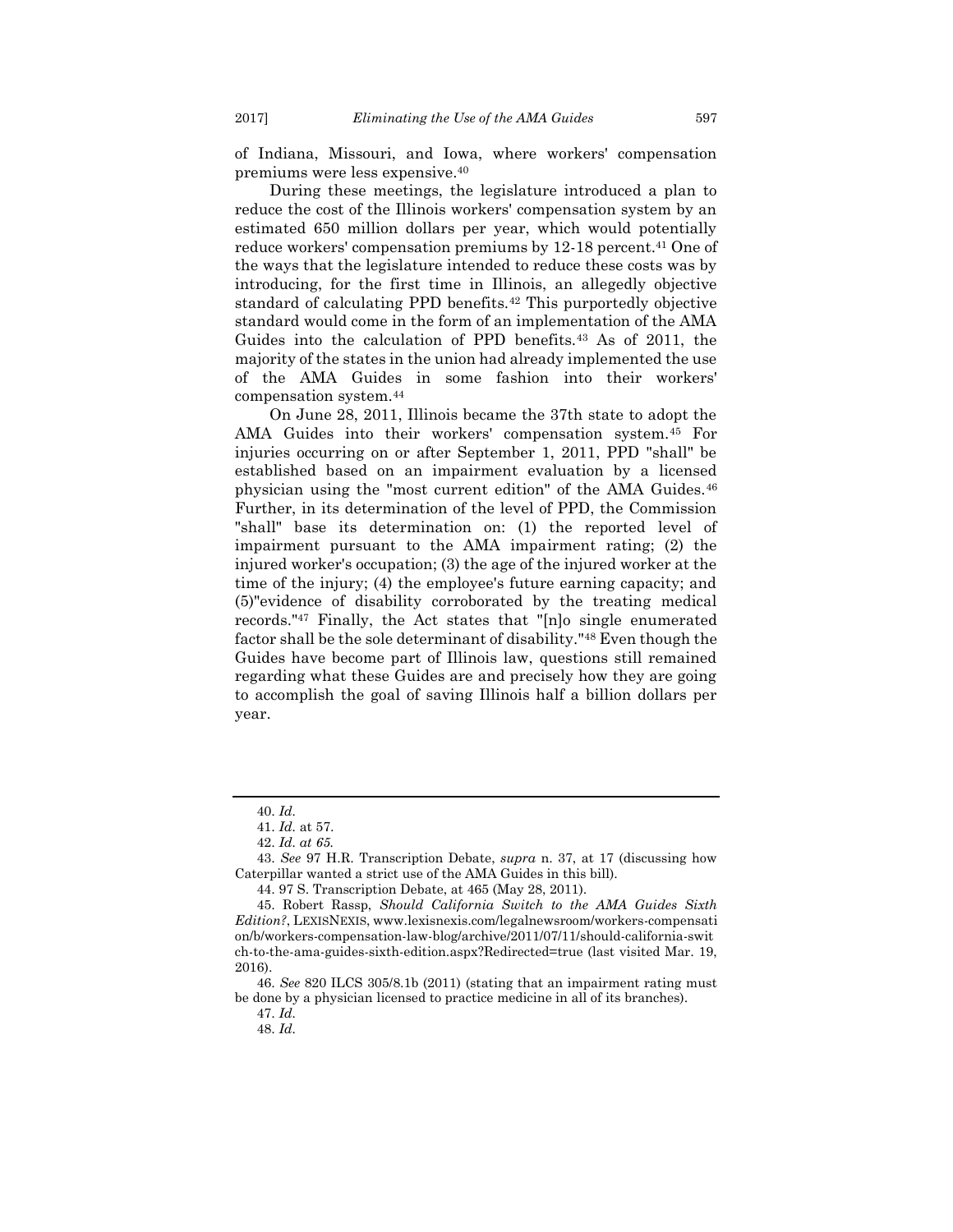of Indiana, Missouri, and Iowa, where workers' compensation premiums were less expensive.[40]

During these meetings, the legislature introduced a plan to reduce the cost of the Illinois workers' compensation system by an estimated 650 million dollars per year, which would potentially reduce workers' compensation premiums by 12-18 percent.[41] One of the ways that the legislature intended to reduce these costs was by introducing, for the first time in Illinois, an allegedly objective standard of calculating PPD benefits.[42] This purportedly objective standard would come in the form of an implementation of the AMA Guides into the calculation of PPD benefits.[43] As of 2011, the majority of the states in the union had already implemented the use of the AMA Guides in some fashion into their workers' compensation system.[44]

On June 28, 2011, Illinois became the 37th state to adopt the AMA Guides into their workers' compensation system.[45] For injuries occurring on or after September 1, 2011, PPD "shall" be established based on an impairment evaluation by a licensed physician using the "most current edition" of the AMA Guides.[46] Further, in its determination of the level of PPD, the Commission "shall" base its determination on: (1) the reported level of impairment pursuant to the AMA impairment rating; (2) the injured worker's occupation; (3) the age of the injured worker at the time of the injury; (4) the employee's future earning capacity; and (5)"evidence of disability corroborated by the treating medical records."[47] Finally, the Act states that "[n]o single enumerated factor shall be the sole determinant of disability."[48] Even though the Guides have become part of Illinois law, questions still remained regarding what these Guides are and precisely how they are going to accomplish the goal of saving Illinois half a billion dollars per year.

---

40. *Id.*

41. *Id.* at 57.

42. *Id. at 65.*

43. *See* 97 H.R. Transcription Debate, *supra* n. 37, at 17 (discussing how Caterpillar wanted a strict use of the AMA Guides in this bill).

44. 97 S. Transcription Debate, at 465 (May 28, 2011).

45. Robert Rassp, *Should California Switch to the AMA Guides Sixth Edition?*, LEXISNEXIS, www.lexisnexis.com/legalnewsroom/workers-compensation/b/workers-compensation-law-blog/archive/2011/07/11/should-california-switch-to-the-ama-guides-sixth-edition.aspx?Redirected=true (last visited Mar. 19, 2016).

46. *See* 820 ILCS 305/8.1b (2011) (stating that an impairment rating must be done by a physician licensed to practice medicine in all of its branches).

47. *Id.*

48. *Id.*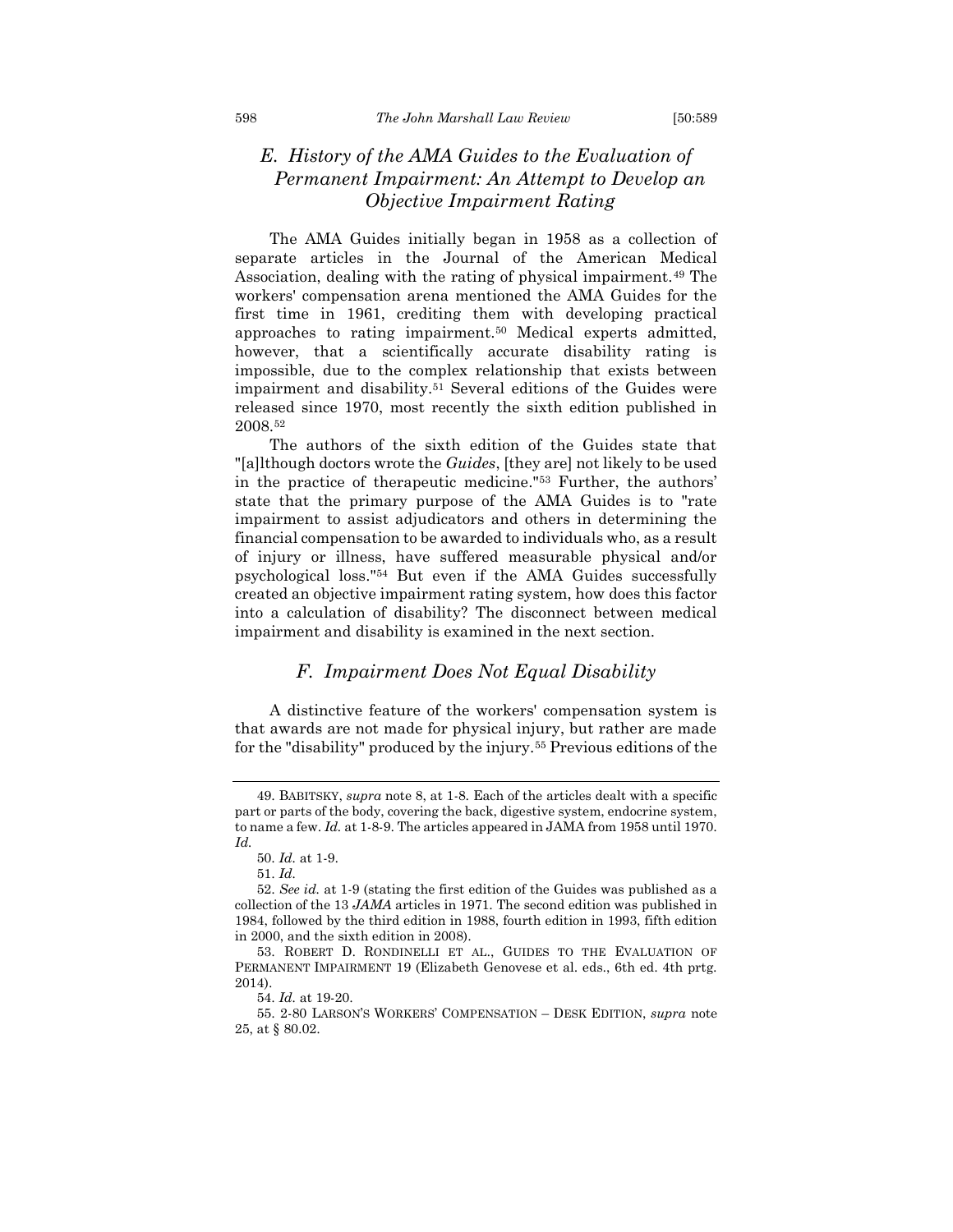### *E. History of the AMA Guides to the Evaluation of Permanent Impairment: An Attempt to Develop an Objective Impairment Rating*

The AMA Guides initially began in 1958 as a collection of separate articles in the Journal of the American Medical Association, dealing with the rating of physical impairment.[49] The workers' compensation arena mentioned the AMA Guides for the first time in 1961, crediting them with developing practical approaches to rating impairment.[50] Medical experts admitted, however, that a scientifically accurate disability rating is impossible, due to the complex relationship that exists between impairment and disability.[51] Several editions of the Guides were released since 1970, most recently the sixth edition published in 2008.[52]

The authors of the sixth edition of the Guides state that "[a]lthough doctors wrote the *Guides*, [they are] not likely to be used in the practice of therapeutic medicine."[53] Further, the authors' state that the primary purpose of the AMA Guides is to "rate impairment to assist adjudicators and others in determining the financial compensation to be awarded to individuals who, as a result of injury or illness, have suffered measurable physical and/or psychological loss."[54] But even if the AMA Guides successfully created an objective impairment rating system, how does this factor into a calculation of disability? The disconnect between medical impairment and disability is examined in the next section.

### *F. Impairment Does Not Equal Disability*

A distinctive feature of the workers' compensation system is that awards are not made for physical injury, but rather are made for the "disability" produced by the injury.[55] Previous editions of the

---

49. BABITSKY, *supra* note 8, at 1-8. Each of the articles dealt with a specific part or parts of the body, covering the back, digestive system, endocrine system, to name a few. *Id.* at 1-8-9. The articles appeared in JAMA from 1958 until 1970. *Id.*

50. *Id.* at 1-9.

51. *Id.*

52. *See id.* at 1-9 (stating the first edition of the Guides was published as a collection of the 13 *JAMA* articles in 1971. The second edition was published in 1984, followed by the third edition in 1988, fourth edition in 1993, fifth edition in 2000, and the sixth edition in 2008).

53. ROBERT D. RONDINELLI ET AL., GUIDES TO THE EVALUATION OF PERMANENT IMPAIRMENT 19 (Elizabeth Genovese et al. eds., 6th ed. 4th prtg. 2014).

54. *Id.* at 19-20.

55. 2-80 LARSON'S WORKERS' COMPENSATION – DESK EDITION, *supra* note 25, at § 80.02.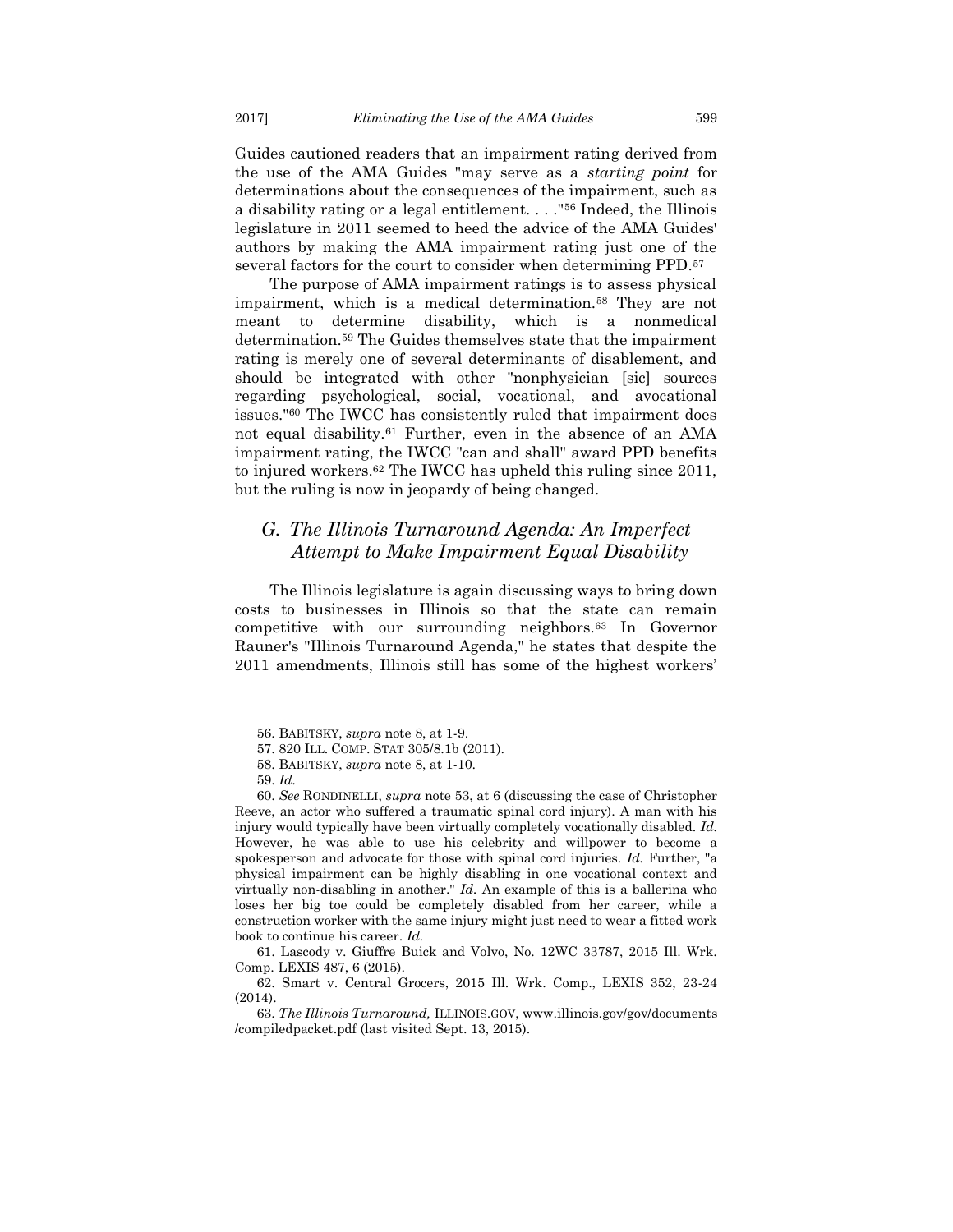Guides cautioned readers that an impairment rating derived from the use of the AMA Guides "may serve as a *starting point* for determinations about the consequences of the impairment, such as a disability rating or a legal entitlement. . . ."[56] Indeed, the Illinois legislature in 2011 seemed to heed the advice of the AMA Guides' authors by making the AMA impairment rating just one of the several factors for the court to consider when determining PPD.[57]

The purpose of AMA impairment ratings is to assess physical impairment, which is a medical determination.[58] They are not meant to determine disability, which is a nonmedical determination.[59] The Guides themselves state that the impairment rating is merely one of several determinants of disablement, and should be integrated with other "nonphysician [sic] sources regarding psychological, social, vocational, and avocational issues."[60] The IWCC has consistently ruled that impairment does not equal disability.[61] Further, even in the absence of an AMA impairment rating, the IWCC "can and shall" award PPD benefits to injured workers.[62] The IWCC has upheld this ruling since 2011, but the ruling is now in jeopardy of being changed.

## *G. The Illinois Turnaround Agenda: An Imperfect Attempt to Make Impairment Equal Disability*

The Illinois legislature is again discussing ways to bring down costs to businesses in Illinois so that the state can remain competitive with our surrounding neighbors.[63] In Governor Rauner's "Illinois Turnaround Agenda," he states that despite the 2011 amendments, Illinois still has some of the highest workers'

---

56. BABITSKY, *supra* note 8, at 1-9.

57. 820 ILL. COMP. STAT 305/8.1b (2011).

58. BABITSKY, *supra* note 8, at 1-10.

59. *Id.*

60. *See* RONDINELLI, *supra* note 53, at 6 (discussing the case of Christopher Reeve, an actor who suffered a traumatic spinal cord injury). A man with his injury would typically have been virtually completely vocationally disabled. *Id.* However, he was able to use his celebrity and willpower to become a spokesperson and advocate for those with spinal cord injuries. *Id.* Further, "a physical impairment can be highly disabling in one vocational context and virtually non-disabling in another." *Id.* An example of this is a ballerina who loses her big toe could be completely disabled from her career, while a construction worker with the same injury might just need to wear a fitted work book to continue his career. *Id.*

61. Lascody v. Giuffre Buick and Volvo, No. 12WC 33787, 2015 Ill. Wrk. Comp. LEXIS 487, 6 (2015).

62. Smart v. Central Grocers, 2015 Ill. Wrk. Comp., LEXIS 352, 23-24 (2014).

63. *The Illinois Turnaround,* ILLINOIS.GOV, www.illinois.gov/gov/documents /compiledpacket.pdf (last visited Sept. 13, 2015).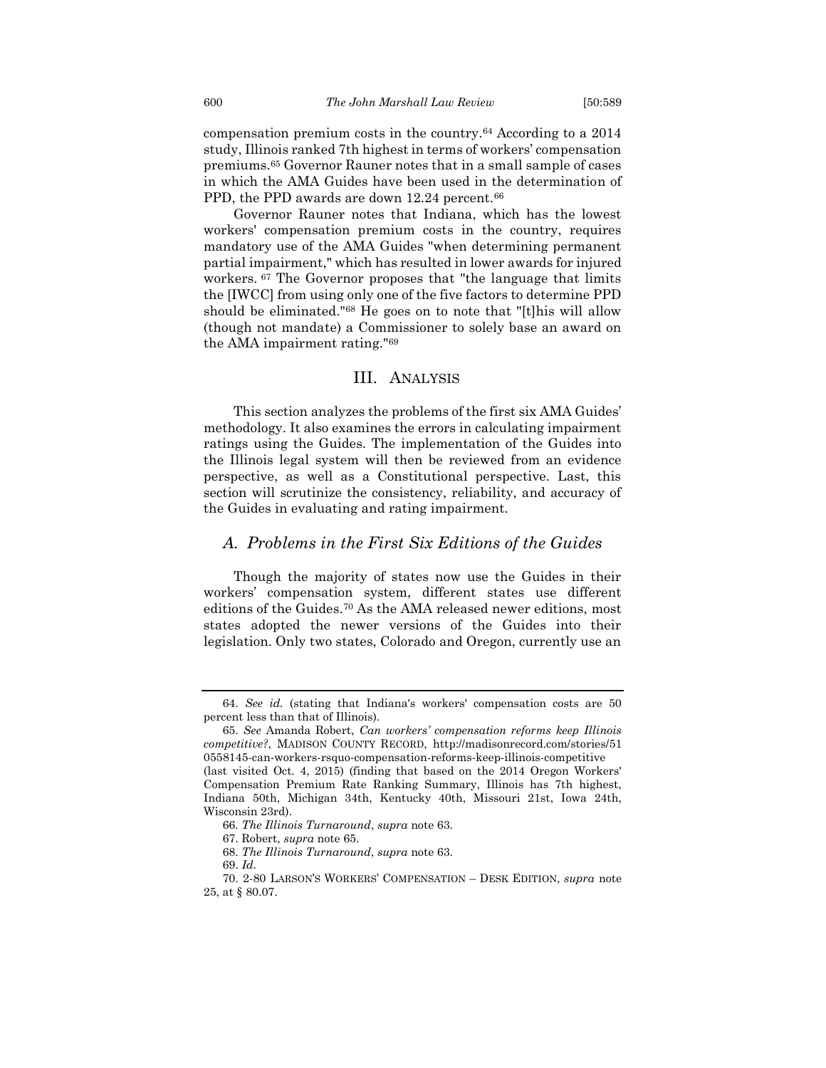compensation premium costs in the country.[64] According to a 2014 study, Illinois ranked 7th highest in terms of workers' compensation premiums.[65] Governor Rauner notes that in a small sample of cases in which the AMA Guides have been used in the determination of PPD, the PPD awards are down 12.24 percent.[66]

Governor Rauner notes that Indiana, which has the lowest workers' compensation premium costs in the country, requires mandatory use of the AMA Guides "when determining permanent partial impairment," which has resulted in lower awards for injured workers.[67] The Governor proposes that "the language that limits the [IWCC] from using only one of the five factors to determine PPD should be eliminated."[68] He goes on to note that "[t]his will allow (though not mandate) a Commissioner to solely base an award on the AMA impairment rating."[69]

## III. Analysis

This section analyzes the problems of the first six AMA Guides' methodology. It also examines the errors in calculating impairment ratings using the Guides. The implementation of the Guides into the Illinois legal system will then be reviewed from an evidence perspective, as well as a Constitutional perspective. Last, this section will scrutinize the consistency, reliability, and accuracy of the Guides in evaluating and rating impairment.

### *A. Problems in the First Six Editions of the Guides*

Though the majority of states now use the Guides in their workers' compensation system, different states use different editions of the Guides.[70] As the AMA released newer editions, most states adopted the newer versions of the Guides into their legislation. Only two states, Colorado and Oregon, currently use an

---

64. *See id.* (stating that Indiana's workers' compensation costs are 50 percent less than that of Illinois).

65. *See* Amanda Robert, *Can workers' compensation reforms keep Illinois competitive?*, MADISON COUNTY RECORD, http://madisonrecord.com/stories/510558145-can-workers-rsquo-compensation-reforms-keep-illinois-competitive (last visited Oct. 4, 2015) (finding that based on the 2014 Oregon Workers' Compensation Premium Rate Ranking Summary, Illinois has 7th highest, Indiana 50th, Michigan 34th, Kentucky 40th, Missouri 21st, Iowa 24th, Wisconsin 23rd).

66. *The Illinois Turnaround*, *supra* note 63.

67. Robert, *supra* note 65.

68. *The Illinois Turnaround*, *supra* note 63.

69. *Id.*

70. 2-80 LARSON'S WORKERS' COMPENSATION – DESK EDITION, *supra* note 25, at § 80.07.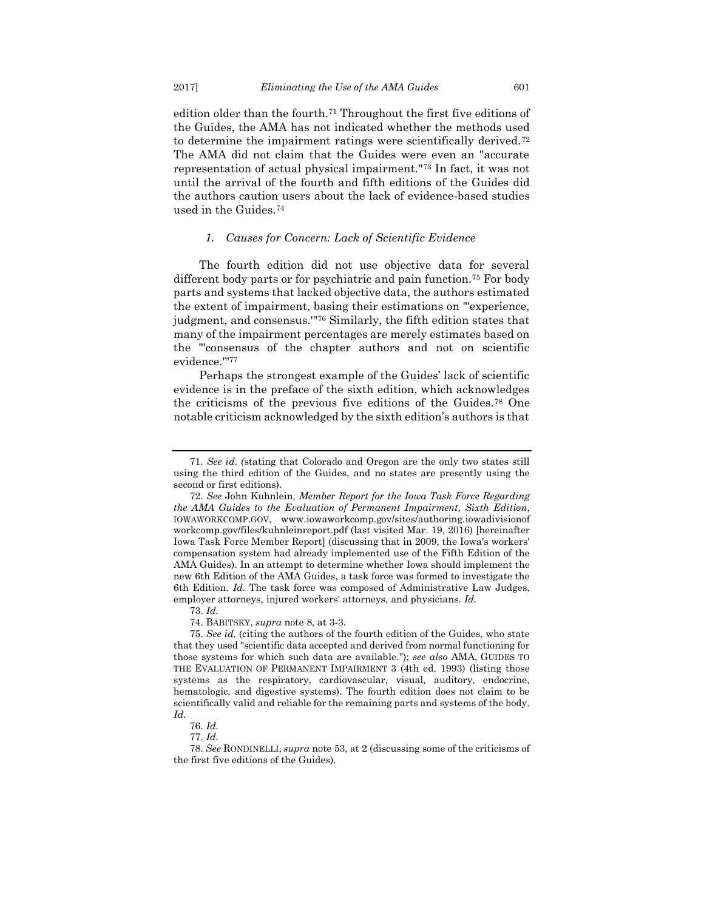edition older than the fourth.[71] Throughout the first five editions of the Guides, the AMA has not indicated whether the methods used to determine the impairment ratings were scientifically derived.[72] The AMA did not claim that the Guides were even an "accurate representation of actual physical impairment."[73] In fact, it was not until the arrival of the fourth and fifth editions of the Guides did the authors caution users about the lack of evidence-based studies used in the Guides.[74]

### *1. Causes for Concern: Lack of Scientific Evidence*

The fourth edition did not use objective data for several different body parts or for psychiatric and pain function.[75] For body parts and systems that lacked objective data, the authors estimated the extent of impairment, basing their estimations on "'experience, judgment, and consensus.'"[76] Similarly, the fifth edition states that many of the impairment percentages are merely estimates based on the "'consensus of the chapter authors and not on scientific evidence.'"[77]

Perhaps the strongest example of the Guides' lack of scientific evidence is in the preface of the sixth edition, which acknowledges the criticisms of the previous five editions of the Guides.[78] One notable criticism acknowledged by the sixth edition's authors is that

---

71. *See id. (*stating that Colorado and Oregon are the only two states still using the third edition of the Guides, and no states are presently using the second or first editions).

72. *See* John Kuhnlein, *Member Report for the Iowa Task Force Regarding the AMA Guides to the Evaluation of Permanent Impairment, Sixth Edition*, IOWAWORKCOMP.GOV, www.iowaworkcomp.gov/sites/authoring.iowadivisionof workcomp.gov/files/kuhnleinreport.pdf (last visited Mar. 19, 2016) [hereinafter Iowa Task Force Member Report] (discussing that in 2009, the Iowa's workers' compensation system had already implemented use of the Fifth Edition of the AMA Guides). In an attempt to determine whether Iowa should implement the new 6th Edition of the AMA Guides, a task force was formed to investigate the 6th Edition. *Id.* The task force was composed of Administrative Law Judges, employer attorneys, injured workers' attorneys, and physicians. *Id.*

73. *Id.*

74. BABITSKY, *supra* note 8, at 3-3.

75. *See id.* (citing the authors of the fourth edition of the Guides, who state that they used "scientific data accepted and derived from normal functioning for those systems for which such data are available."); *see also* AMA, GUIDES TO THE EVALUATION OF PERMANENT IMPAIRMENT 3 (4th ed. 1993) (listing those systems as the respiratory, cardiovascular, visual, auditory, endocrine, hematologic, and digestive systems). The fourth edition does not claim to be scientifically valid and reliable for the remaining parts and systems of the body. *Id.*

76. *Id.*

77. *Id.*

78. *See* RONDINELLI, *supra* note 53, at 2 (discussing some of the criticisms of the first five editions of the Guides).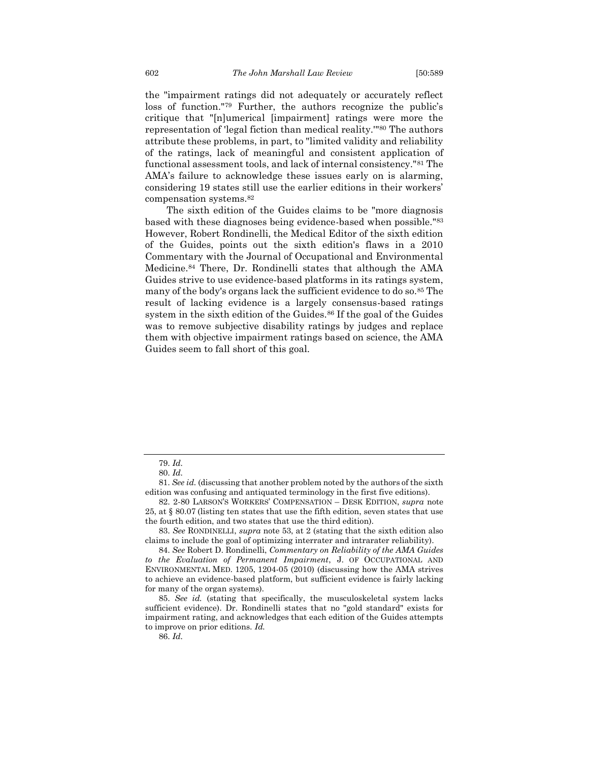the "impairment ratings did not adequately or accurately reflect loss of function."[79] Further, the authors recognize the public's critique that "[n]umerical [impairment] ratings were more the representation of 'legal fiction than medical reality.'"[80] The authors attribute these problems, in part, to "limited validity and reliability of the ratings, lack of meaningful and consistent application of functional assessment tools, and lack of internal consistency."[81] The AMA's failure to acknowledge these issues early on is alarming, considering 19 states still use the earlier editions in their workers' compensation systems.[82]

The sixth edition of the Guides claims to be "more diagnosis based with these diagnoses being evidence-based when possible."[83] However, Robert Rondinelli, the Medical Editor of the sixth edition of the Guides, points out the sixth edition's flaws in a 2010 Commentary with the Journal of Occupational and Environmental Medicine.[84] There, Dr. Rondinelli states that although the AMA Guides strive to use evidence-based platforms in its ratings system, many of the body's organs lack the sufficient evidence to do so.[85] The result of lacking evidence is a largely consensus-based ratings system in the sixth edition of the Guides.[86] If the goal of the Guides was to remove subjective disability ratings by judges and replace them with objective impairment ratings based on science, the AMA Guides seem to fall short of this goal.

---

79. *Id.*

80. *Id.*

81. *See id.* (discussing that another problem noted by the authors of the sixth edition was confusing and antiquated terminology in the first five editions).

82. 2-80 LARSON'S WORKERS' COMPENSATION – DESK EDITION, *supra* note 25, at § 80.07 (listing ten states that use the fifth edition, seven states that use the fourth edition, and two states that use the third edition).

83. *See* RONDINELLI, *supra* note 53, at 2 (stating that the sixth edition also claims to include the goal of optimizing interrater and intrarater reliability).

84. *See* Robert D. Rondinelli, *Commentary on Reliability of the AMA Guides to the Evaluation of Permanent Impairment*, J. OF OCCUPATIONAL AND ENVIRONMENTAL MED. 1205, 1204-05 (2010) (discussing how the AMA strives to achieve an evidence-based platform, but sufficient evidence is fairly lacking for many of the organ systems).

85. *See id.* (stating that specifically, the musculoskeletal system lacks sufficient evidence). Dr. Rondinelli states that no "gold standard" exists for impairment rating, and acknowledges that each edition of the Guides attempts to improve on prior editions. *Id.*

86. *Id.*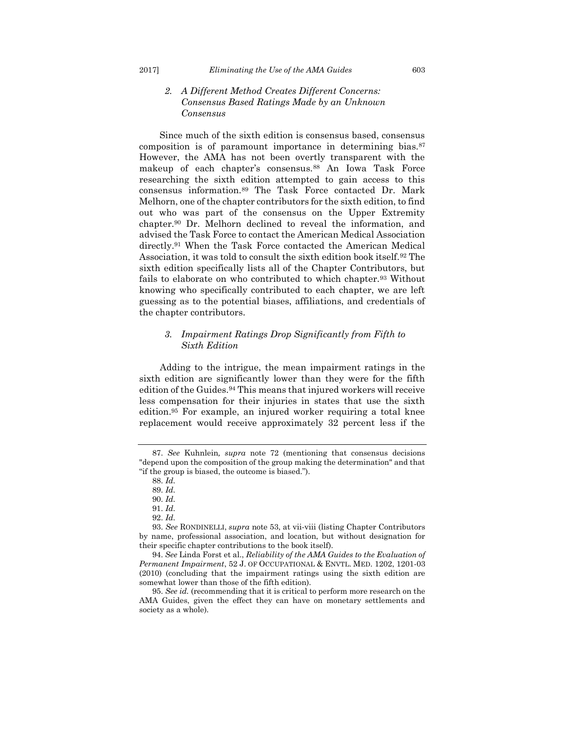### 2. *A Different Method Creates Different Concerns: Consensus Based Ratings Made by an Unknown Consensus*

Since much of the sixth edition is consensus based, consensus composition is of paramount importance in determining bias.[87] However, the AMA has not been overtly transparent with the makeup of each chapter's consensus.[88] An Iowa Task Force researching the sixth edition attempted to gain access to this consensus information.[89] The Task Force contacted Dr. Mark Melhorn, one of the chapter contributors for the sixth edition, to find out who was part of the consensus on the Upper Extremity chapter.[90] Dr. Melhorn declined to reveal the information, and advised the Task Force to contact the American Medical Association directly.[91] When the Task Force contacted the American Medical Association, it was told to consult the sixth edition book itself.[92] The sixth edition specifically lists all of the Chapter Contributors, but fails to elaborate on who contributed to which chapter.[93] Without knowing who specifically contributed to each chapter, we are left guessing as to the potential biases, affiliations, and credentials of the chapter contributors.

### 3. *Impairment Ratings Drop Significantly from Fifth to Sixth Edition*

Adding to the intrigue, the mean impairment ratings in the sixth edition are significantly lower than they were for the fifth edition of the Guides.[94] This means that injured workers will receive less compensation for their injuries in states that use the sixth edition.[95] For example, an injured worker requiring a total knee replacement would receive approximately 32 percent less if the

---

87. *See* Kuhnlein, *supra* note 72 (mentioning that consensus decisions "depend upon the composition of the group making the determination" and that "if the group is biased, the outcome is biased.").

88. *Id.*

89. *Id.*

90. *Id.*

91. *Id.*

92. *Id.*

93. *See* RONDINELLI, *supra* note 53, at vii-viii (listing Chapter Contributors by name, professional association, and location, but without designation for their specific chapter contributions to the book itself).

94. *See* Linda Forst et al., *Reliability of the AMA Guides to the Evaluation of Permanent Impairment*, 52 J. OF OCCUPATIONAL & ENVTL. MED. 1202, 1201-03 (2010) (concluding that the impairment ratings using the sixth edition are somewhat lower than those of the fifth edition).

95. *See id.* (recommending that it is critical to perform more research on the AMA Guides, given the effect they can have on monetary settlements and society as a whole).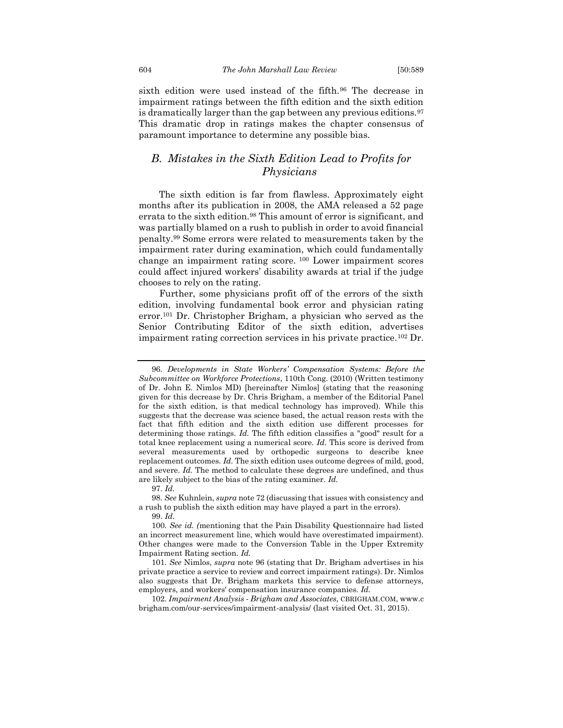sixth edition were used instead of the fifth.[96] The decrease in impairment ratings between the fifth edition and the sixth edition is dramatically larger than the gap between any previous editions.[97] This dramatic drop in ratings makes the chapter consensus of paramount importance to determine any possible bias.

## *B. Mistakes in the Sixth Edition Lead to Profits for Physicians*

The sixth edition is far from flawless. Approximately eight months after its publication in 2008, the AMA released a 52 page errata to the sixth edition.[98] This amount of error is significant, and was partially blamed on a rush to publish in order to avoid financial penalty.[99] Some errors were related to measurements taken by the impairment rater during examination, which could fundamentally change an impairment rating score.[100] Lower impairment scores could affect injured workers' disability awards at trial if the judge chooses to rely on the rating.

Further, some physicians profit off of the errors of the sixth edition, involving fundamental book error and physician rating error.[101] Dr. Christopher Brigham, a physician who served as the Senior Contributing Editor of the sixth edition, advertises impairment rating correction services in his private practice.[102] Dr.

---

96. *Developments in State Workers' Compensation Systems: Before the Subcommittee on Workforce Protections*, 110th Cong. (2010) (Written testimony of Dr. John E. Nimlos MD) [hereinafter Nimlos] (stating that the reasoning given for this decrease by Dr. Chris Brigham, a member of the Editorial Panel for the sixth edition, is that medical technology has improved). While this suggests that the decrease was science based, the actual reason rests with the fact that fifth edition and the sixth edition use different processes for determining those ratings. *Id.* The fifth edition classifies a "good" result for a total knee replacement using a numerical score. *Id.* This score is derived from several measurements used by orthopedic surgeons to describe knee replacement outcomes. *Id*. The sixth edition uses outcome degrees of mild, good, and severe. *Id.* The method to calculate these degrees are undefined, and thus are likely subject to the bias of the rating examiner. *Id.*

97. *Id.*

98. *See* Kuhnlein, *supra* note 72 (discussing that issues with consistency and a rush to publish the sixth edition may have played a part in the errors).

99. *Id.*

100. *See id. (*mentioning that the Pain Disability Questionnaire had listed an incorrect measurement line, which would have overestimated impairment). Other changes were made to the Conversion Table in the Upper Extremity Impairment Rating section. *Id.*

101. *See* Nimlos, *supra* note 96 (stating that Dr. Brigham advertises in his private practice a service to review and correct impairment ratings). Dr. Nimlos also suggests that Dr. Brigham markets this service to defense attorneys, employers, and workers' compensation insurance companies. *Id.*

102. *Impairment Analysis - Brigham and Associates,* CBRIGHAM.COM, www.cbrigham.com/our-services/impairment-analysis/ (last visited Oct. 31, 2015).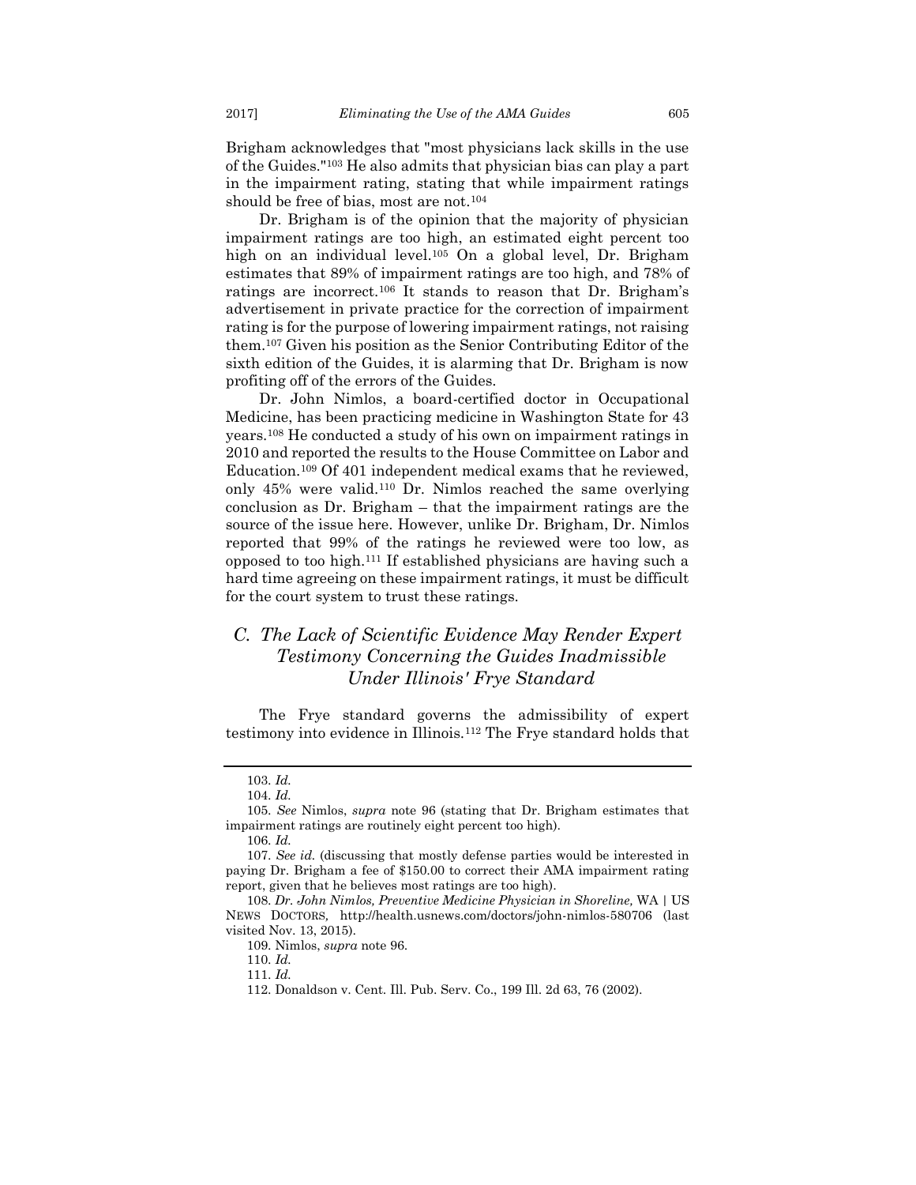Brigham acknowledges that "most physicians lack skills in the use of the Guides."[103] He also admits that physician bias can play a part in the impairment rating, stating that while impairment ratings should be free of bias, most are not.[104]

Dr. Brigham is of the opinion that the majority of physician impairment ratings are too high, an estimated eight percent too high on an individual level.[105] On a global level, Dr. Brigham estimates that 89% of impairment ratings are too high, and 78% of ratings are incorrect.[106] It stands to reason that Dr. Brigham's advertisement in private practice for the correction of impairment rating is for the purpose of lowering impairment ratings, not raising them.[107] Given his position as the Senior Contributing Editor of the sixth edition of the Guides, it is alarming that Dr. Brigham is now profiting off of the errors of the Guides.

Dr. John Nimlos, a board-certified doctor in Occupational Medicine, has been practicing medicine in Washington State for 43 years.[108] He conducted a study of his own on impairment ratings in 2010 and reported the results to the House Committee on Labor and Education.[109] Of 401 independent medical exams that he reviewed, only 45% were valid.[110] Dr. Nimlos reached the same overlying conclusion as Dr. Brigham – that the impairment ratings are the source of the issue here. However, unlike Dr. Brigham, Dr. Nimlos reported that 99% of the ratings he reviewed were too low, as opposed to too high.[111] If established physicians are having such a hard time agreeing on these impairment ratings, it must be difficult for the court system to trust these ratings.

### *C. The Lack of Scientific Evidence May Render Expert Testimony Concerning the Guides Inadmissible Under Illinois' Frye Standard*

The Frye standard governs the admissibility of expert testimony into evidence in Illinois.[112] The Frye standard holds that

---

103. *Id.*

104. *Id.*

105. *See* Nimlos, *supra* note 96 (stating that Dr. Brigham estimates that impairment ratings are routinely eight percent too high).

106. *Id.*

107. *See id.* (discussing that mostly defense parties would be interested in paying Dr. Brigham a fee of $150.00 to correct their AMA impairment rating report, given that he believes most ratings are too high).

108. *Dr. John Nimlos, Preventive Medicine Physician in Shoreline,* WA | US NEWS DOCTORS, http://health.usnews.com/doctors/john-nimlos-580706 (last visited Nov. 13, 2015).

109. Nimlos, *supra* note 96.

110. *Id.*

111. *Id.*

112. Donaldson v. Cent. Ill. Pub. Serv. Co., 199 Ill. 2d 63, 76 (2002).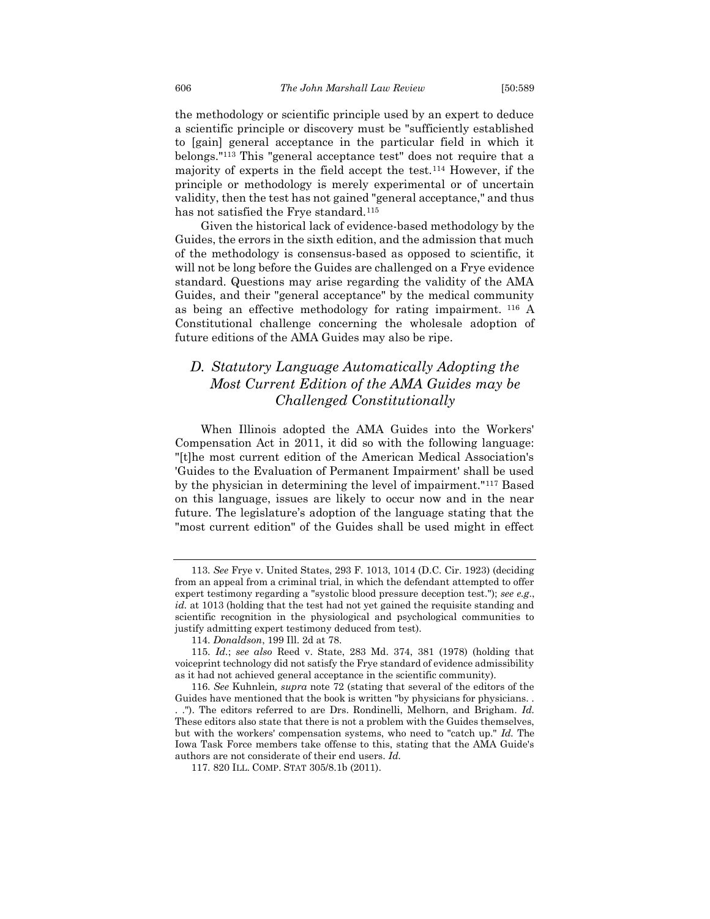the methodology or scientific principle used by an expert to deduce a scientific principle or discovery must be "sufficiently established to [gain] general acceptance in the particular field in which it belongs."[113] This "general acceptance test" does not require that a majority of experts in the field accept the test.[114] However, if the principle or methodology is merely experimental or of uncertain validity, then the test has not gained "general acceptance," and thus has not satisfied the Frye standard.[115]

Given the historical lack of evidence-based methodology by the Guides, the errors in the sixth edition, and the admission that much of the methodology is consensus-based as opposed to scientific, it will not be long before the Guides are challenged on a Frye evidence standard. Questions may arise regarding the validity of the AMA Guides, and their "general acceptance" by the medical community as being an effective methodology for rating impairment. [116] A Constitutional challenge concerning the wholesale adoption of future editions of the AMA Guides may also be ripe.

## *D. Statutory Language Automatically Adopting the Most Current Edition of the AMA Guides may be Challenged Constitutionally*

When Illinois adopted the AMA Guides into the Workers' Compensation Act in 2011, it did so with the following language: "[t]he most current edition of the American Medical Association's 'Guides to the Evaluation of Permanent Impairment' shall be used by the physician in determining the level of impairment."[117] Based on this language, issues are likely to occur now and in the near future. The legislature's adoption of the language stating that the "most current edition" of the Guides shall be used might in effect

---

113. *See* Frye v. United States, 293 F. 1013, 1014 (D.C. Cir. 1923) (deciding from an appeal from a criminal trial, in which the defendant attempted to offer expert testimony regarding a "systolic blood pressure deception test."); *see e.g.*, *id.* at 1013 (holding that the test had not yet gained the requisite standing and scientific recognition in the physiological and psychological communities to justify admitting expert testimony deduced from test).

114. *Donaldson*, 199 Ill. 2d at 78.

115. *Id.*; *see also* Reed v. State, 283 Md. 374, 381 (1978) (holding that voiceprint technology did not satisfy the Frye standard of evidence admissibility as it had not achieved general acceptance in the scientific community).

116. *See* Kuhnlein*, supra* note 72 (stating that several of the editors of the Guides have mentioned that the book is written "by physicians for physicians. . . ."). The editors referred to are Drs. Rondinelli, Melhorn, and Brigham. *Id.* These editors also state that there is not a problem with the Guides themselves, but with the workers' compensation systems, who need to "catch up." *Id.* The Iowa Task Force members take offense to this, stating that the AMA Guide's authors are not considerate of their end users. *Id.*

117. 820 ILL. COMP. STAT 305/8.1b (2011).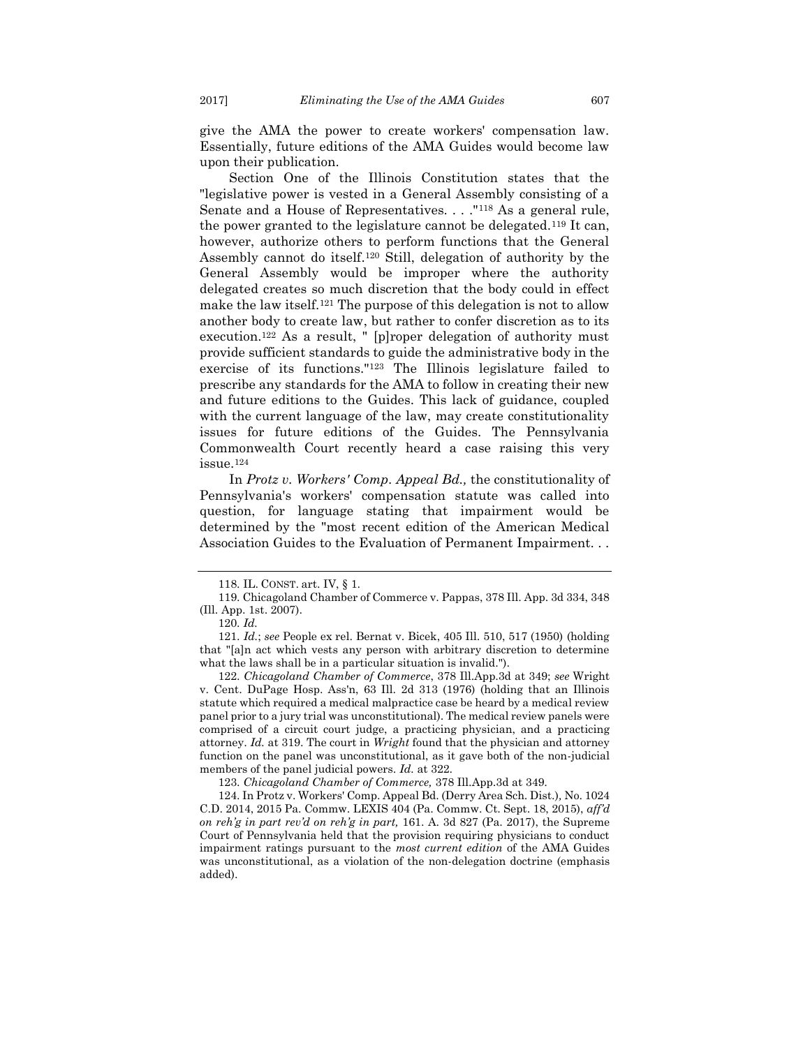give the AMA the power to create workers' compensation law. Essentially, future editions of the AMA Guides would become law upon their publication.

Section One of the Illinois Constitution states that the "legislative power is vested in a General Assembly consisting of a Senate and a House of Representatives. . . ."[118] As a general rule, the power granted to the legislature cannot be delegated.[119] It can, however, authorize others to perform functions that the General Assembly cannot do itself.[120] Still, delegation of authority by the General Assembly would be improper where the authority delegated creates so much discretion that the body could in effect make the law itself.[121] The purpose of this delegation is not to allow another body to create law, but rather to confer discretion as to its execution.[122] As a result, " [p]roper delegation of authority must provide sufficient standards to guide the administrative body in the exercise of its functions."[123] The Illinois legislature failed to prescribe any standards for the AMA to follow in creating their new and future editions to the Guides. This lack of guidance, coupled with the current language of the law, may create constitutionality issues for future editions of the Guides. The Pennsylvania Commonwealth Court recently heard a case raising this very issue.[124]

In *Protz v. Workers' Comp. Appeal Bd.,* the constitutionality of Pennsylvania's workers' compensation statute was called into question, for language stating that impairment would be determined by the "most recent edition of the American Medical Association Guides to the Evaluation of Permanent Impairment. . .

---

118. IL. CONST. art. IV, § 1.

119. Chicagoland Chamber of Commerce v. Pappas, 378 Ill. App. 3d 334, 348 (Ill. App. 1st. 2007).

120. *Id.*

121. *Id.*; *see* People ex rel. Bernat v. Bicek, 405 Ill. 510, 517 (1950) (holding that "[a]n act which vests any person with arbitrary discretion to determine what the laws shall be in a particular situation is invalid.").

122. *Chicagoland Chamber of Commerce*, 378 Ill.App.3d at 349; *see* Wright v. Cent. DuPage Hosp. Ass'n, 63 Ill. 2d 313 (1976) (holding that an Illinois statute which required a medical malpractice case be heard by a medical review panel prior to a jury trial was unconstitutional). The medical review panels were comprised of a circuit court judge, a practicing physician, and a practicing attorney. *Id.* at 319. The court in *Wright* found that the physician and attorney function on the panel was unconstitutional, as it gave both of the non-judicial members of the panel judicial powers. *Id.* at 322.

123. *Chicagoland Chamber of Commerce,* 378 Ill.App.3d at 349.

124. In Protz v. Workers' Comp. Appeal Bd. (Derry Area Sch. Dist.), No. 1024 C.D. 2014, 2015 Pa. Commw. LEXIS 404 (Pa. Commw. Ct. Sept. 18, 2015), *aff'd on reh'g in part rev'd on reh'g in part,* 161. A. 3d 827 (Pa. 2017), the Supreme Court of Pennsylvania held that the provision requiring physicians to conduct impairment ratings pursuant to the *most current edition* of the AMA Guides was unconstitutional, as a violation of the non-delegation doctrine (emphasis added).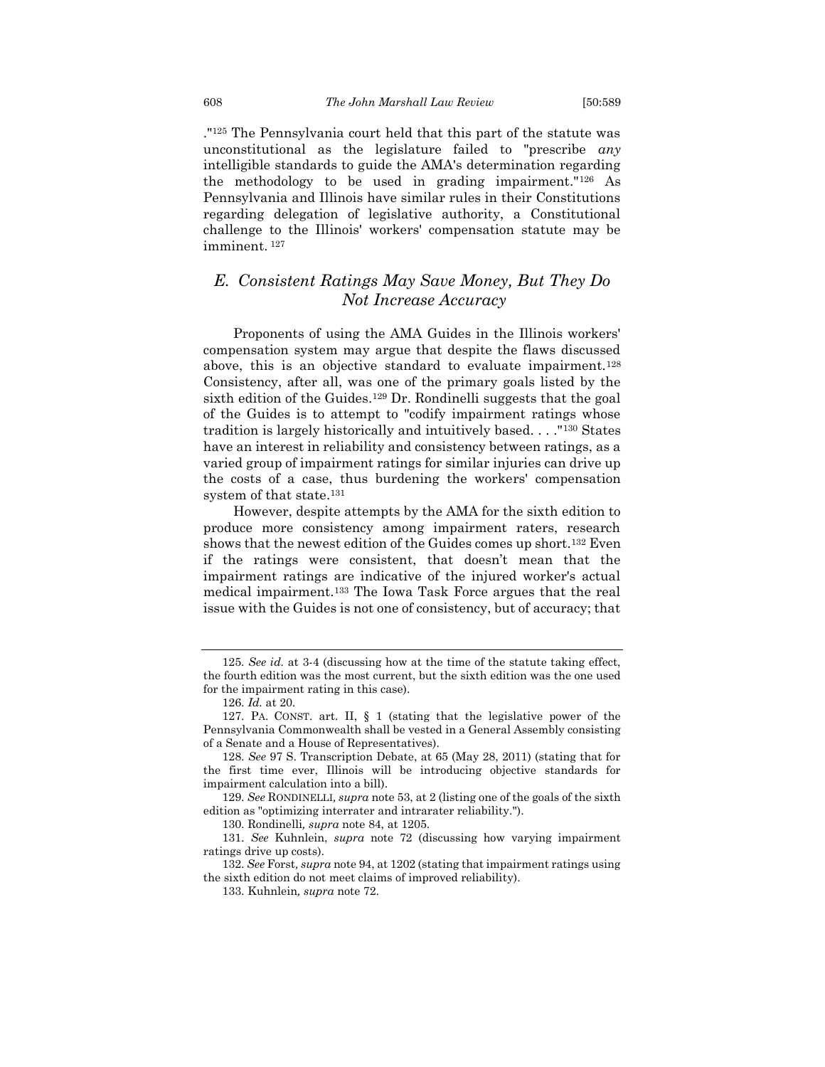."[125] The Pennsylvania court held that this part of the statute was unconstitutional as the legislature failed to "prescribe *any* intelligible standards to guide the AMA's determination regarding the methodology to be used in grading impairment."[126] As Pennsylvania and Illinois have similar rules in their Constitutions regarding delegation of legislative authority, a Constitutional challenge to the Illinois' workers' compensation statute may be imminent. [127]

## *E. Consistent Ratings May Save Money, But They Do Not Increase Accuracy*

Proponents of using the AMA Guides in the Illinois workers' compensation system may argue that despite the flaws discussed above, this is an objective standard to evaluate impairment.[128] Consistency, after all, was one of the primary goals listed by the sixth edition of the Guides.[129] Dr. Rondinelli suggests that the goal of the Guides is to attempt to "codify impairment ratings whose tradition is largely historically and intuitively based. . . ."[130] States have an interest in reliability and consistency between ratings, as a varied group of impairment ratings for similar injuries can drive up the costs of a case, thus burdening the workers' compensation system of that state.[131]

However, despite attempts by the AMA for the sixth edition to produce more consistency among impairment raters, research shows that the newest edition of the Guides comes up short.[132] Even if the ratings were consistent, that doesn't mean that the impairment ratings are indicative of the injured worker's actual medical impairment.[133] The Iowa Task Force argues that the real issue with the Guides is not one of consistency, but of accuracy; that

---

125. *See id.* at 3-4 (discussing how at the time of the statute taking effect, the fourth edition was the most current, but the sixth edition was the one used for the impairment rating in this case).

126. *Id.* at 20.

127. PA. CONST. art. II, § 1 (stating that the legislative power of the Pennsylvania Commonwealth shall be vested in a General Assembly consisting of a Senate and a House of Representatives).

128. *See* 97 S. Transcription Debate, at 65 (May 28, 2011) (stating that for the first time ever, Illinois will be introducing objective standards for impairment calculation into a bill).

129. *See* RONDINELLI, *supra* note 53, at 2 (listing one of the goals of the sixth edition as "optimizing interrater and intrarater reliability.").

130. Rondinelli, *supra* note 84, at 1205.

131. *See* Kuhnlein, *supra* note 72 (discussing how varying impairment ratings drive up costs).

132. *See* Forst, *supra* note 94, at 1202 (stating that impairment ratings using the sixth edition do not meet claims of improved reliability).

133. Kuhnlein, *supra* note 72.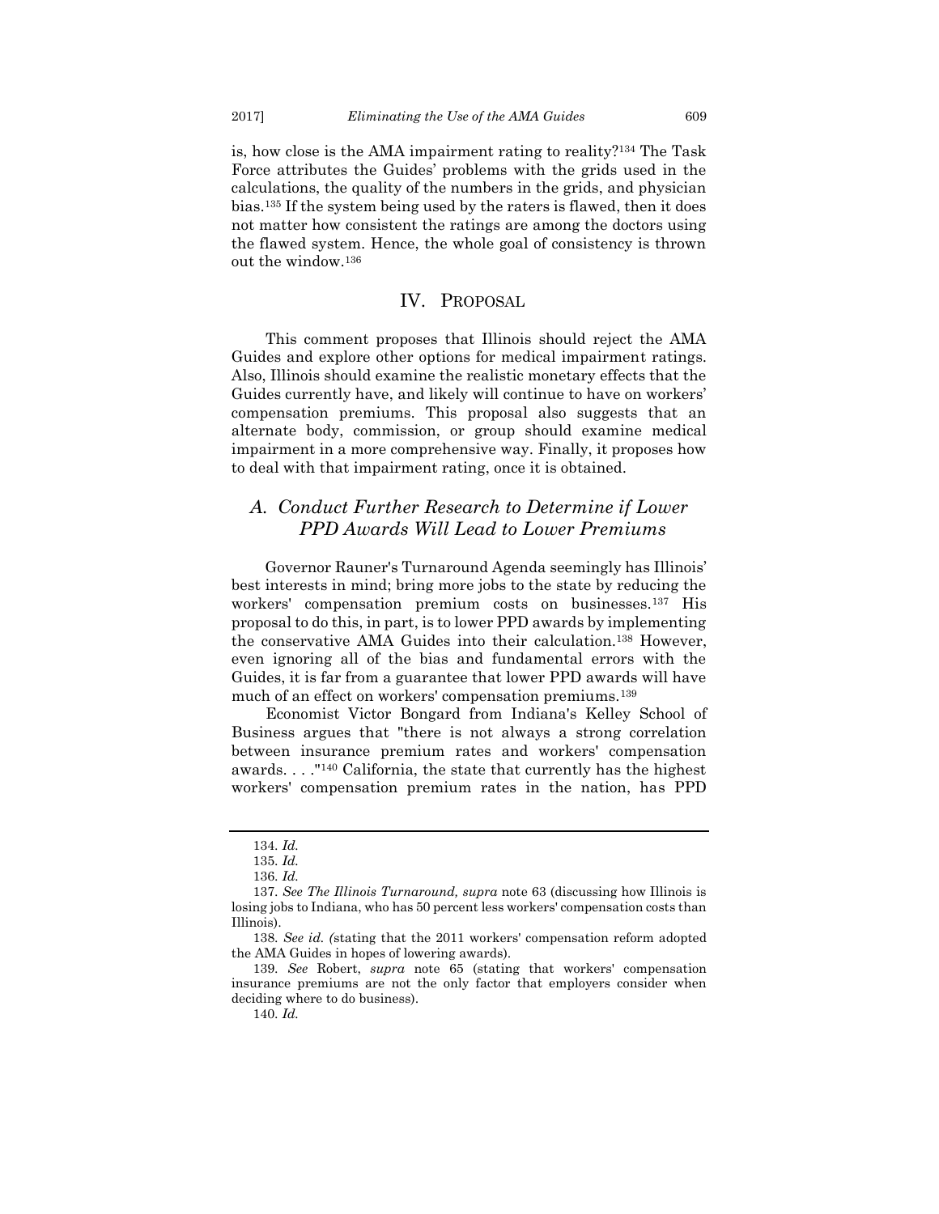is, how close is the AMA impairment rating to reality?[134] The Task Force attributes the Guides' problems with the grids used in the calculations, the quality of the numbers in the grids, and physician bias.[135] If the system being used by the raters is flawed, then it does not matter how consistent the ratings are among the doctors using the flawed system. Hence, the whole goal of consistency is thrown out the window.[136]

## IV. PROPOSAL

This comment proposes that Illinois should reject the AMA Guides and explore other options for medical impairment ratings. Also, Illinois should examine the realistic monetary effects that the Guides currently have, and likely will continue to have on workers' compensation premiums. This proposal also suggests that an alternate body, commission, or group should examine medical impairment in a more comprehensive way. Finally, it proposes how to deal with that impairment rating, once it is obtained.

### *A. Conduct Further Research to Determine if Lower PPD Awards Will Lead to Lower Premiums*

Governor Rauner's Turnaround Agenda seemingly has Illinois' best interests in mind; bring more jobs to the state by reducing the workers' compensation premium costs on businesses.[137] His proposal to do this, in part, is to lower PPD awards by implementing the conservative AMA Guides into their calculation.[138] However, even ignoring all of the bias and fundamental errors with the Guides, it is far from a guarantee that lower PPD awards will have much of an effect on workers' compensation premiums.[139]

Economist Victor Bongard from Indiana's Kelley School of Business argues that "there is not always a strong correlation between insurance premium rates and workers' compensation awards. . . ."[140] California, the state that currently has the highest workers' compensation premium rates in the nation, has PPD

---

134. *Id.*

135. *Id.*

136. *Id.*

137. *See The Illinois Turnaround, supra* note 63 (discussing how Illinois is losing jobs to Indiana, who has 50 percent less workers' compensation costs than Illinois).

138. *See id. (*stating that the 2011 workers' compensation reform adopted the AMA Guides in hopes of lowering awards).

139. *See* Robert, *supra* note 65 (stating that workers' compensation insurance premiums are not the only factor that employers consider when deciding where to do business).

140. *Id.*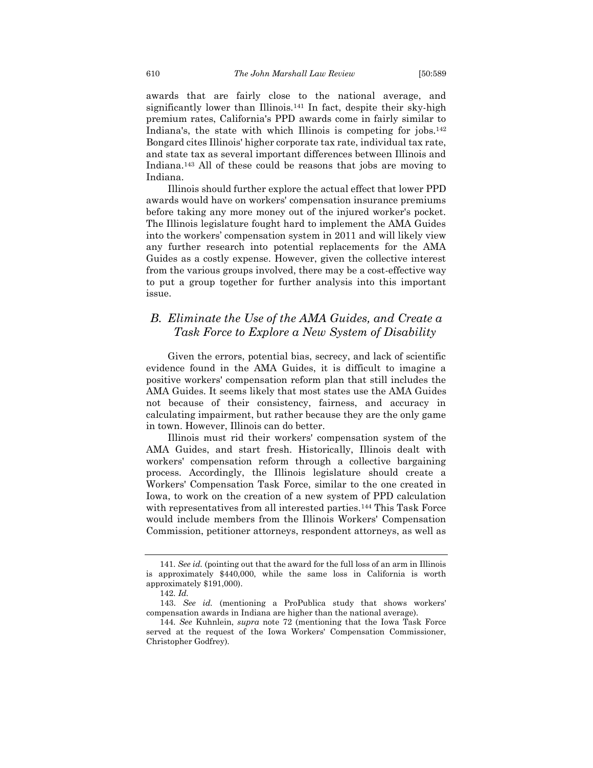awards that are fairly close to the national average, and significantly lower than Illinois.[141] In fact, despite their sky-high premium rates, California's PPD awards come in fairly similar to Indiana's, the state with which Illinois is competing for jobs.[142] Bongard cites Illinois' higher corporate tax rate, individual tax rate, and state tax as several important differences between Illinois and Indiana.[143] All of these could be reasons that jobs are moving to Indiana.

Illinois should further explore the actual effect that lower PPD awards would have on workers' compensation insurance premiums before taking any more money out of the injured worker's pocket. The Illinois legislature fought hard to implement the AMA Guides into the workers' compensation system in 2011 and will likely view any further research into potential replacements for the AMA Guides as a costly expense. However, given the collective interest from the various groups involved, there may be a cost-effective way to put a group together for further analysis into this important issue.

## *B. Eliminate the Use of the AMA Guides, and Create a Task Force to Explore a New System of Disability*

Given the errors, potential bias, secrecy, and lack of scientific evidence found in the AMA Guides, it is difficult to imagine a positive workers' compensation reform plan that still includes the AMA Guides. It seems likely that most states use the AMA Guides not because of their consistency, fairness, and accuracy in calculating impairment, but rather because they are the only game in town. However, Illinois can do better.

Illinois must rid their workers' compensation system of the AMA Guides, and start fresh. Historically, Illinois dealt with workers' compensation reform through a collective bargaining process. Accordingly, the Illinois legislature should create a Workers' Compensation Task Force, similar to the one created in Iowa, to work on the creation of a new system of PPD calculation with representatives from all interested parties.[144] This Task Force would include members from the Illinois Workers' Compensation Commission, petitioner attorneys, respondent attorneys, as well as

---

141. *See id.* (pointing out that the award for the full loss of an arm in Illinois is approximately $440,000, while the same loss in California is worth approximately $191,000).

142. *Id.*

143. *See id.* (mentioning a ProPublica study that shows workers' compensation awards in Indiana are higher than the national average).

144. *See* Kuhnlein, *supra* note 72 (mentioning that the Iowa Task Force served at the request of the Iowa Workers' Compensation Commissioner, Christopher Godfrey).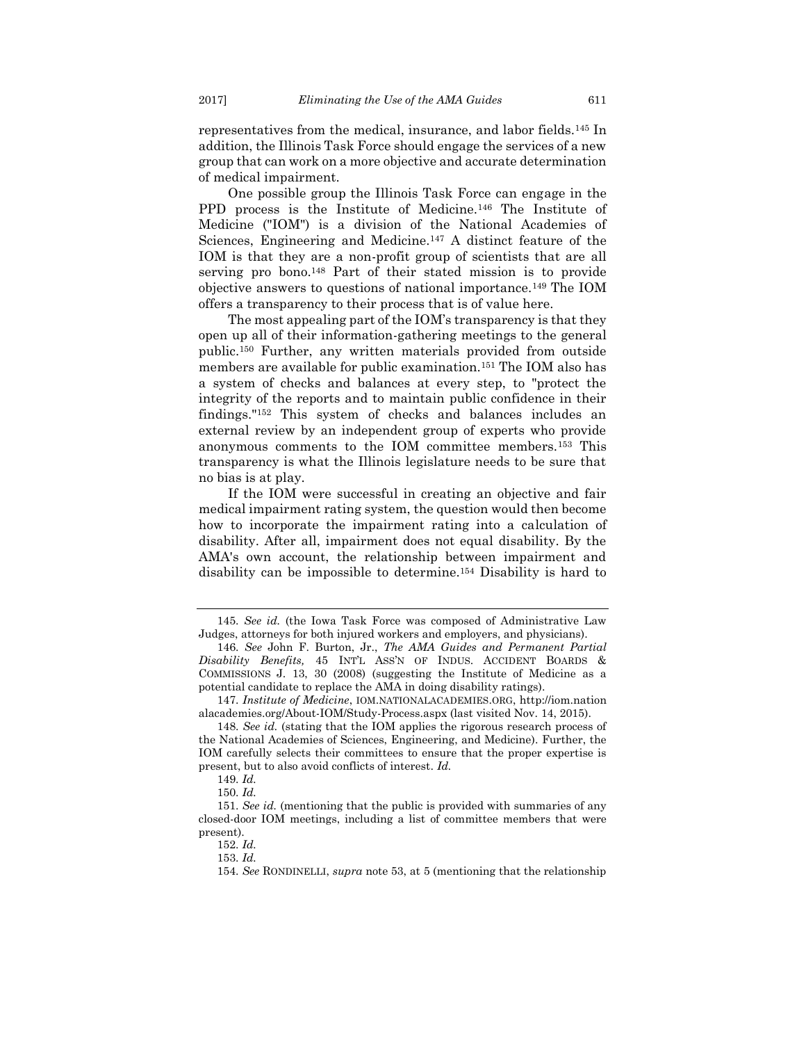representatives from the medical, insurance, and labor fields.[145] In addition, the Illinois Task Force should engage the services of a new group that can work on a more objective and accurate determination of medical impairment.

One possible group the Illinois Task Force can engage in the PPD process is the Institute of Medicine.[146] The Institute of Medicine ("IOM") is a division of the National Academies of Sciences, Engineering and Medicine.[147] A distinct feature of the IOM is that they are a non-profit group of scientists that are all serving pro bono.[148] Part of their stated mission is to provide objective answers to questions of national importance.[149] The IOM offers a transparency to their process that is of value here.

The most appealing part of the IOM's transparency is that they open up all of their information-gathering meetings to the general public.[150] Further, any written materials provided from outside members are available for public examination.[151] The IOM also has a system of checks and balances at every step, to "protect the integrity of the reports and to maintain public confidence in their findings."[152] This system of checks and balances includes an external review by an independent group of experts who provide anonymous comments to the IOM committee members.[153] This transparency is what the Illinois legislature needs to be sure that no bias is at play.

If the IOM were successful in creating an objective and fair medical impairment rating system, the question would then become how to incorporate the impairment rating into a calculation of disability. After all, impairment does not equal disability. By the AMA's own account, the relationship between impairment and disability can be impossible to determine.[154] Disability is hard to

---

145. *See id.* (the Iowa Task Force was composed of Administrative Law Judges, attorneys for both injured workers and employers, and physicians).

146. *See* John F. Burton, Jr., *The AMA Guides and Permanent Partial Disability Benefits,* 45 INT'L ASS'N OF INDUS. ACCIDENT BOARDS & COMMISSIONS J. 13, 30 (2008) (suggesting the Institute of Medicine as a potential candidate to replace the AMA in doing disability ratings).

147. *Institute of Medicine*, IOM.NATIONALACADEMIES.ORG, http://iom.nationalacademies.org/About-IOM/Study-Process.aspx (last visited Nov. 14, 2015).

148. *See id.* (stating that the IOM applies the rigorous research process of the National Academies of Sciences, Engineering, and Medicine). Further, the IOM carefully selects their committees to ensure that the proper expertise is present, but to also avoid conflicts of interest. *Id.*

149. *Id.*

150. *Id.*

151. *See id.* (mentioning that the public is provided with summaries of any closed-door IOM meetings, including a list of committee members that were present).

152. *Id.*

153. *Id.*

154. *See* RONDINELLI, *supra* note 53, at 5 (mentioning that the relationship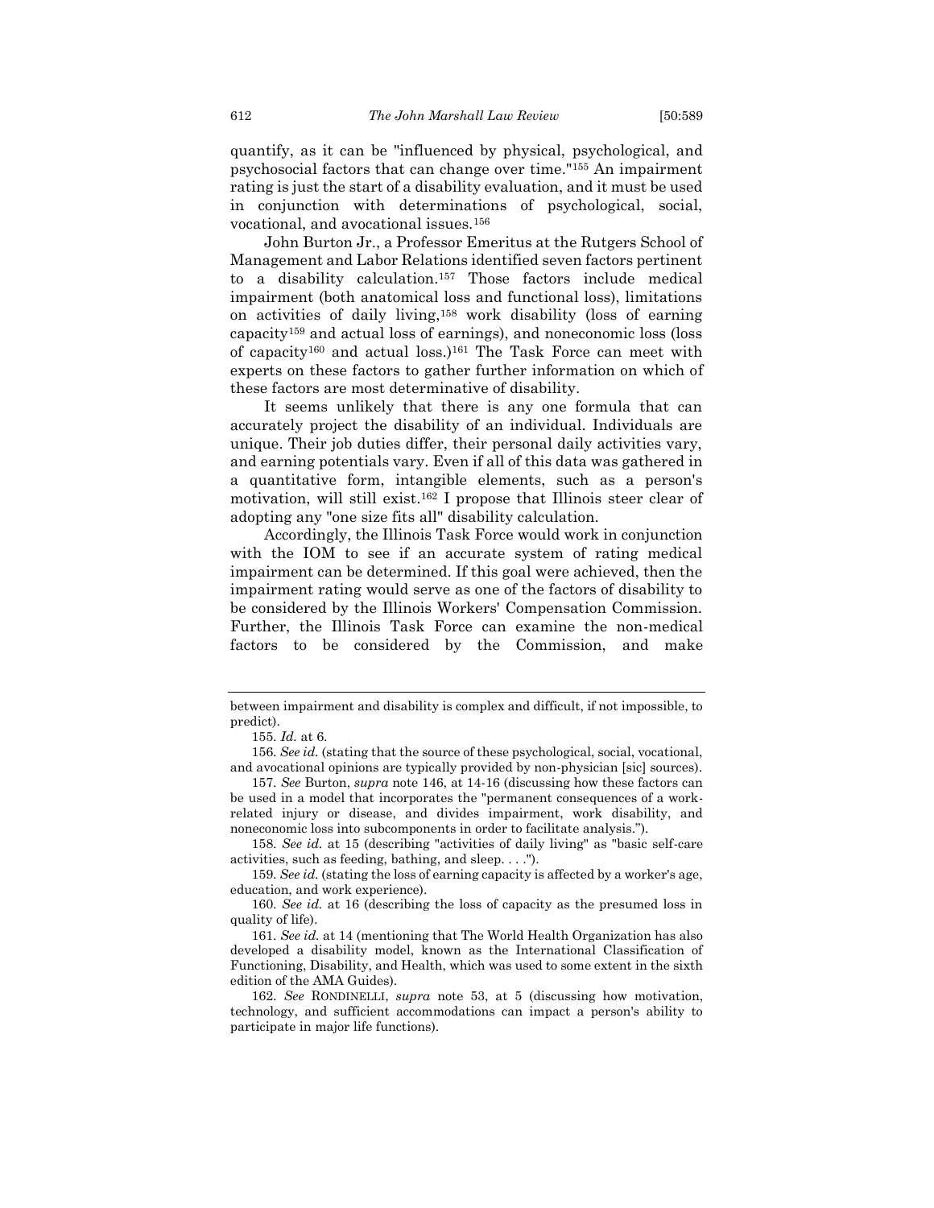quantify, as it can be "influenced by physical, psychological, and psychosocial factors that can change over time."[155] An impairment rating is just the start of a disability evaluation, and it must be used in conjunction with determinations of psychological, social, vocational, and avocational issues.[156]

John Burton Jr., a Professor Emeritus at the Rutgers School of Management and Labor Relations identified seven factors pertinent to a disability calculation.[157] Those factors include medical impairment (both anatomical loss and functional loss), limitations on activities of daily living,[158] work disability (loss of earning capacity[159] and actual loss of earnings), and noneconomic loss (loss of capacity[160] and actual loss.)[161] The Task Force can meet with experts on these factors to gather further information on which of these factors are most determinative of disability.

It seems unlikely that there is any one formula that can accurately project the disability of an individual. Individuals are unique. Their job duties differ, their personal daily activities vary, and earning potentials vary. Even if all of this data was gathered in a quantitative form, intangible elements, such as a person's motivation, will still exist.[162] I propose that Illinois steer clear of adopting any "one size fits all" disability calculation.

Accordingly, the Illinois Task Force would work in conjunction with the IOM to see if an accurate system of rating medical impairment can be determined. If this goal were achieved, then the impairment rating would serve as one of the factors of disability to be considered by the Illinois Workers' Compensation Commission. Further, the Illinois Task Force can examine the non-medical factors to be considered by the Commission, and make

---

between impairment and disability is complex and difficult, if not impossible, to predict).

155. *Id.* at 6.

156. *See id.* (stating that the source of these psychological, social, vocational, and avocational opinions are typically provided by non-physician [sic] sources).

157. *See* Burton, *supra* note 146, at 14-16 (discussing how these factors can be used in a model that incorporates the "permanent consequences of a work-related injury or disease, and divides impairment, work disability, and noneconomic loss into subcomponents in order to facilitate analysis.").

158. *See id.* at 15 (describing "activities of daily living" as "basic self-care activities, such as feeding, bathing, and sleep. . . .").

159. *See id.* (stating the loss of earning capacity is affected by a worker's age, education, and work experience).

160. *See id.* at 16 (describing the loss of capacity as the presumed loss in quality of life).

161. *See id.* at 14 (mentioning that The World Health Organization has also developed a disability model, known as the International Classification of Functioning, Disability, and Health, which was used to some extent in the sixth edition of the AMA Guides).

162. *See* RONDINELLI, *supra* note 53, at 5 (discussing how motivation, technology, and sufficient accommodations can impact a person's ability to participate in major life functions).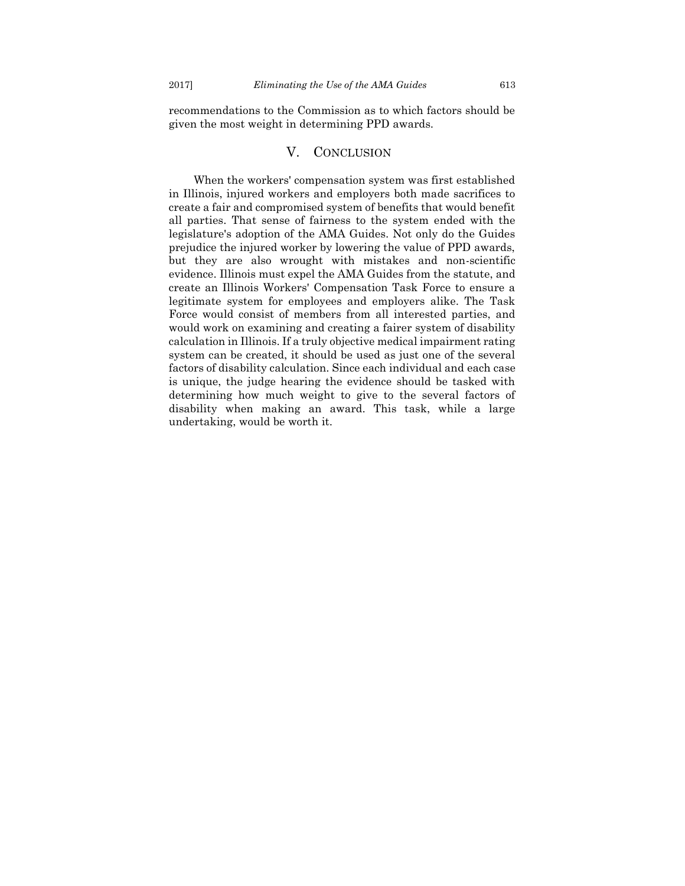recommendations to the Commission as to which factors should be given the most weight in determining PPD awards.

## V. CONCLUSION

When the workers' compensation system was first established in Illinois, injured workers and employers both made sacrifices to create a fair and compromised system of benefits that would benefit all parties. That sense of fairness to the system ended with the legislature's adoption of the AMA Guides. Not only do the Guides prejudice the injured worker by lowering the value of PPD awards, but they are also wrought with mistakes and non-scientific evidence. Illinois must expel the AMA Guides from the statute, and create an Illinois Workers' Compensation Task Force to ensure a legitimate system for employees and employers alike. The Task Force would consist of members from all interested parties, and would work on examining and creating a fairer system of disability calculation in Illinois. If a truly objective medical impairment rating system can be created, it should be used as just one of the several factors of disability calculation. Since each individual and each case is unique, the judge hearing the evidence should be tasked with determining how much weight to give to the several factors of disability when making an award. This task, while a large undertaking, would be worth it.